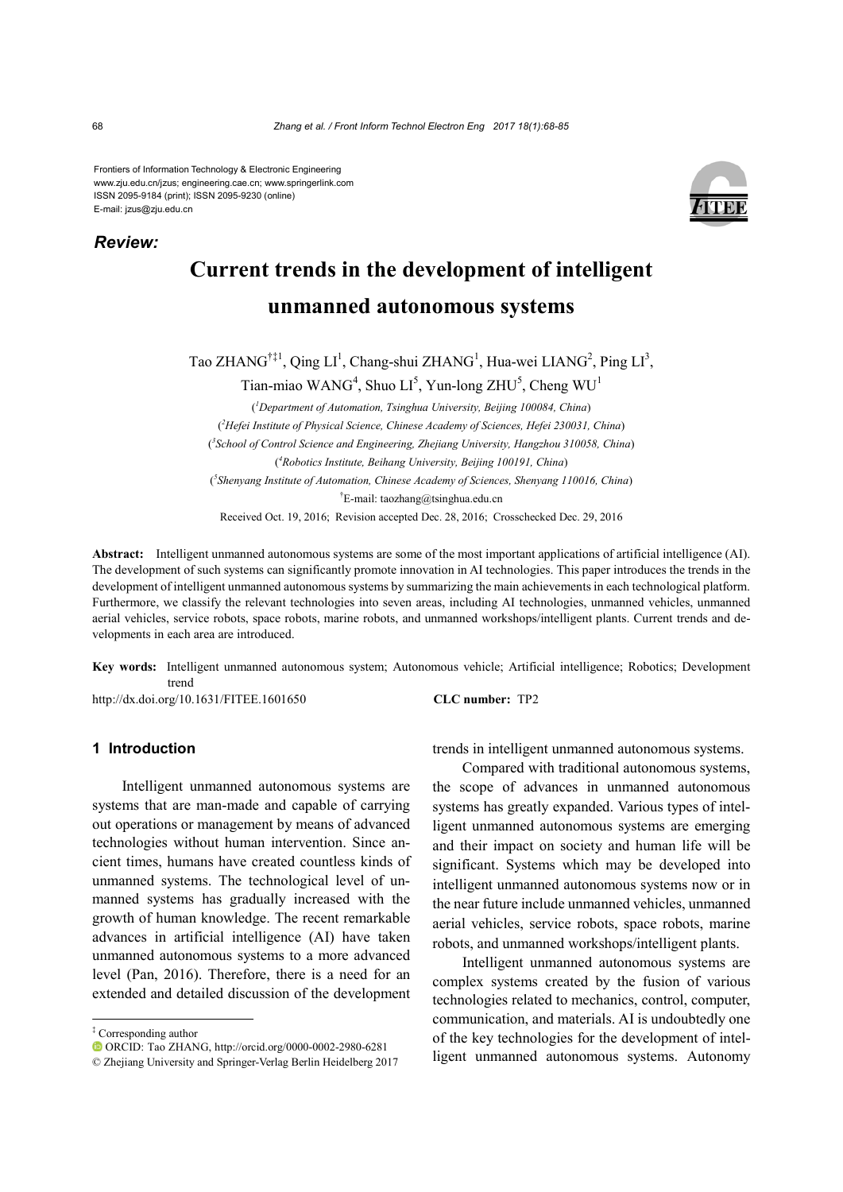Frontiers of Information Technology & Electronic Engineering
www.zju.edu.cn/jzus; engineering.cae.cn; www.springerlink.com
ISSN 2095-9184 (print); ISSN 2095-9230 (online)
E-mail: jzus@zju.edu.cn

***Review:***

# Current trends in the development of intelligent unmanned autonomous systems

Tao ZHANG[†‡1], Qing LI[1], Chang-shui ZHANG[1], Hua-wei LIANG[2], Ping LI[3], Tian-miao WANG[4], Shuo LI[5], Yun-long ZHU[5], Cheng WU[1]

([1]*Department of Automation, Tsinghua University, Beijing 100084, China*)
([2]*Hefei Institute of Physical Science, Chinese Academy of Sciences, Hefei 230031, China*)
([3]*School of Control Science and Engineering, Zhejiang University, Hangzhou 310058, China*)
([4]*Robotics Institute, Beihang University, Beijing 100191, China*)
([5]*Shenyang Institute of Automation, Chinese Academy of Sciences, Shenyang 110016, China*)
[†]E-mail: taozhang@tsinghua.edu.cn

Received Oct. 19, 2016; Revision accepted Dec. 28, 2016; Crosschecked Dec. 29, 2016

**Abstract:** Intelligent unmanned autonomous systems are some of the most important applications of artificial intelligence (AI). The development of such systems can significantly promote innovation in AI technologies. This paper introduces the trends in the development of intelligent unmanned autonomous systems by summarizing the main achievements in each technological platform. Furthermore, we classify the relevant technologies into seven areas, including AI technologies, unmanned vehicles, unmanned aerial vehicles, service robots, space robots, marine robots, and unmanned workshops/intelligent plants. Current trends and developments in each area are introduced.

**Key words:** Intelligent unmanned autonomous system; Autonomous vehicle; Artificial intelligence; Robotics; Development trend

http://dx.doi.org/10.1631/FITEE.1601650 **CLC number:** TP2

## 1 Introduction

Intelligent unmanned autonomous systems are systems that are man-made and capable of carrying out operations or management by means of advanced technologies without human intervention. Since ancient times, humans have created countless kinds of unmanned systems. The technological level of unmanned systems has gradually increased with the growth of human knowledge. The recent remarkable advances in artificial intelligence (AI) have taken unmanned autonomous systems to a more advanced level (Pan, 2016). Therefore, there is a need for an extended and detailed discussion of the development trends in intelligent unmanned autonomous systems.

Compared with traditional autonomous systems, the scope of advances in unmanned autonomous systems has greatly expanded. Various types of intelligent unmanned autonomous systems are emerging and their impact on society and human life will be significant. Systems which may be developed into intelligent unmanned autonomous systems now or in the near future include unmanned vehicles, unmanned aerial vehicles, service robots, space robots, marine robots, and unmanned workshops/intelligent plants.

Intelligent unmanned autonomous systems are complex systems created by the fusion of various technologies related to mechanics, control, computer, communication, and materials. AI is undoubtedly one of the key technologies for the development of intelligent unmanned autonomous systems. Autonomy

[‡] Corresponding author
ORCID: Tao ZHANG, http://orcid.org/0000-0002-2980-6281
© Zhejiang University and Springer-Verlag Berlin Heidelberg 2017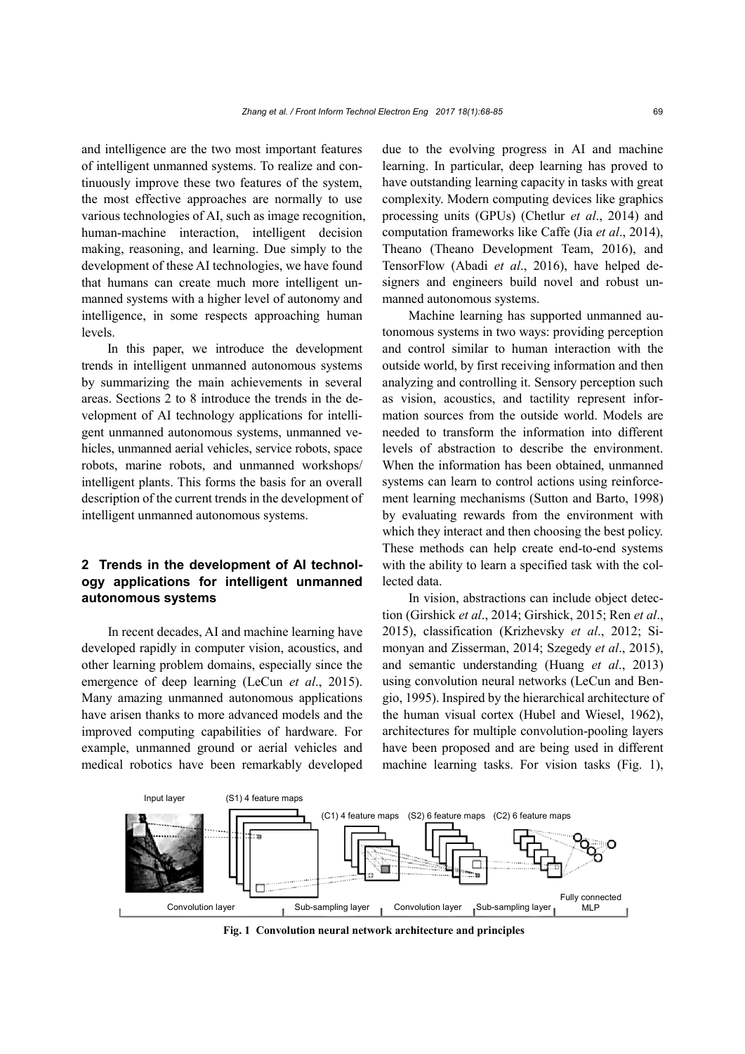and intelligence are the two most important features of intelligent unmanned systems. To realize and continuously improve these two features of the system, the most effective approaches are normally to use various technologies of AI, such as image recognition, human-machine interaction, intelligent decision making, reasoning, and learning. Due simply to the development of these AI technologies, we have found that humans can create much more intelligent unmanned systems with a higher level of autonomy and intelligence, in some respects approaching human levels.

In this paper, we introduce the development trends in intelligent unmanned autonomous systems by summarizing the main achievements in several areas. Sections 2 to 8 introduce the trends in the development of AI technology applications for intelligent unmanned autonomous systems, unmanned vehicles, unmanned aerial vehicles, service robots, space robots, marine robots, and unmanned workshops/intelligent plants. This forms the basis for an overall description of the current trends in the development of intelligent unmanned autonomous systems.

## 2 Trends in the development of AI technology applications for intelligent unmanned autonomous systems

In recent decades, AI and machine learning have developed rapidly in computer vision, acoustics, and other learning problem domains, especially since the emergence of deep learning (LeCun *et al*., 2015). Many amazing unmanned autonomous applications have arisen thanks to more advanced models and the improved computing capabilities of hardware. For example, unmanned ground or aerial vehicles and medical robotics have been remarkably developed due to the evolving progress in AI and machine learning. In particular, deep learning has proved to have outstanding learning capacity in tasks with great complexity. Modern computing devices like graphics processing units (GPUs) (Chetlur *et al*., 2014) and computation frameworks like Caffe (Jia *et al*., 2014), Theano (Theano Development Team, 2016), and TensorFlow (Abadi *et al*., 2016), have helped designers and engineers build novel and robust unmanned autonomous systems.

Machine learning has supported unmanned autonomous systems in two ways: providing perception and control similar to human interaction with the outside world, by first receiving information and then analyzing and controlling it. Sensory perception such as vision, acoustics, and tactility represent information sources from the outside world. Models are needed to transform the information into different levels of abstraction to describe the environment. When the information has been obtained, unmanned systems can learn to control actions using reinforcement learning mechanisms (Sutton and Barto, 1998) by evaluating rewards from the environment with which they interact and then choosing the best policy. These methods can help create end-to-end systems with the ability to learn a specified task with the collected data.

In vision, abstractions can include object detection (Girshick *et al*., 2014; Girshick, 2015; Ren *et al*., 2015), classification (Krizhevsky *et al*., 2012; Simonyan and Zisserman, 2014; Szegedy *et al*., 2015), and semantic understanding (Huang *et al*., 2013) using convolution neural networks (LeCun and Bengio, 1995). Inspired by the hierarchical architecture of the human visual cortex (Hubel and Wiesel, 1962), architectures for multiple convolution-pooling layers have been proposed and are being used in different machine learning tasks. For vision tasks (Fig. 1),

**Fig. 1 Convolution neural network architecture and principles**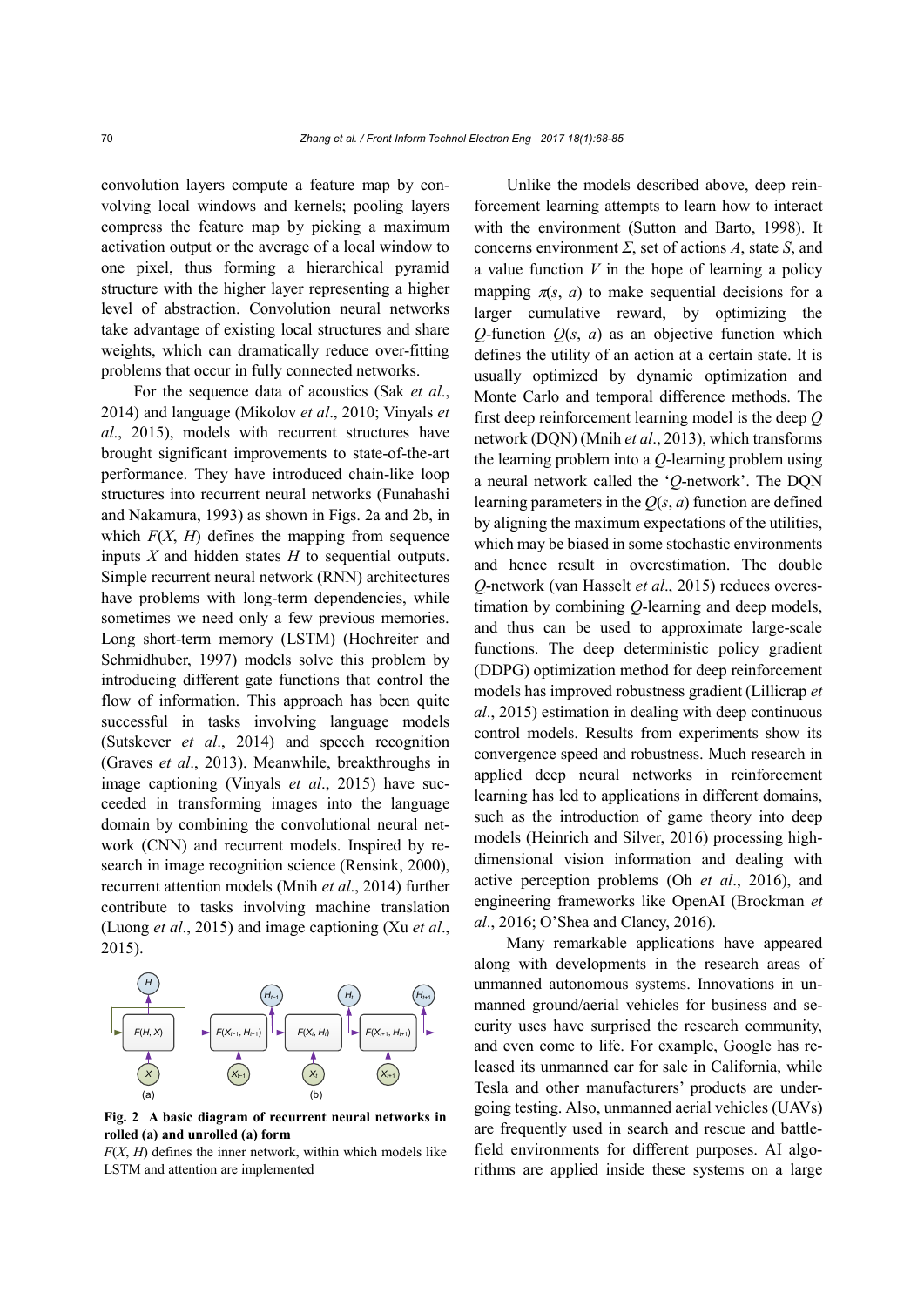convolution layers compute a feature map by convolving local windows and kernels; pooling layers compress the feature map by picking a maximum activation output or the average of a local window to one pixel, thus forming a hierarchical pyramid structure with the higher layer representing a higher level of abstraction. Convolution neural networks take advantage of existing local structures and share weights, which can dramatically reduce over-fitting problems that occur in fully connected networks.

For the sequence data of acoustics (Sak *et al*., 2014) and language (Mikolov *et al*., 2010; Vinyals *et al*., 2015), models with recurrent structures have brought significant improvements to state-of-the-art performance. They have introduced chain-like loop structures into recurrent neural networks (Funahashi and Nakamura, 1993) as shown in Figs. 2a and 2b, in which $F(X, H)$ defines the mapping from sequence inputs $X$ and hidden states $H$ to sequential outputs. Simple recurrent neural network (RNN) architectures have problems with long-term dependencies, while sometimes we need only a few previous memories. Long short-term memory (LSTM) (Hochreiter and Schmidhuber, 1997) models solve this problem by introducing different gate functions that control the flow of information. This approach has been quite successful in tasks involving language models (Sutskever *et al*., 2014) and speech recognition (Graves *et al*., 2013). Meanwhile, breakthroughs in image captioning (Vinyals *et al*., 2015) have succeeded in transforming images into the language domain by combining the convolutional neural network (CNN) and recurrent models. Inspired by research in image recognition science (Rensink, 2000), recurrent attention models (Mnih *et al*., 2014) further contribute to tasks involving machine translation (Luong *et al*., 2015) and image captioning (Xu *et al*., 2015).

**Fig. 2 A basic diagram of recurrent neural networks in rolled (a) and unrolled (a) form**

$F(X, H)$ defines the inner network, within which models like LSTM and attention are implemented

Unlike the models described above, deep reinforcement learning attempts to learn how to interact with the environment (Sutton and Barto, 1998). It concerns environment $\Sigma$, set of actions $A$, state $S$, and a value function $V$ in the hope of learning a policy mapping $\pi(s, a)$ to make sequential decisions for a larger cumulative reward, by optimizing the $Q$-function $Q(s, a)$ as an objective function which defines the utility of an action at a certain state. It is usually optimized by dynamic optimization and Monte Carlo and temporal difference methods. The first deep reinforcement learning model is the deep $Q$ network (DQN) (Mnih *et al*., 2013), which transforms the learning problem into a $Q$-learning problem using a neural network called the '$Q$-network'. The DQN learning parameters in the $Q(s, a)$ function are defined by aligning the maximum expectations of the utilities, which may be biased in some stochastic environments and hence result in overestimation. The double $Q$-network (van Hasselt *et al*., 2015) reduces overestimation by combining $Q$-learning and deep models, and thus can be used to approximate large-scale functions. The deep deterministic policy gradient (DDPG) optimization method for deep reinforcement models has improved robustness gradient (Lillicrap *et al*., 2015) estimation in dealing with deep continuous control models. Results from experiments show its convergence speed and robustness. Much research in applied deep neural networks in reinforcement learning has led to applications in different domains, such as the introduction of game theory into deep models (Heinrich and Silver, 2016) processing high-dimensional vision information and dealing with active perception problems (Oh *et al*., 2016), and engineering frameworks like OpenAI (Brockman *et al*., 2016; O'Shea and Clancy, 2016).

Many remarkable applications have appeared along with developments in the research areas of unmanned autonomous systems. Innovations in unmanned ground/aerial vehicles for business and security uses have surprised the research community, and even come to life. For example, Google has released its unmanned car for sale in California, while Tesla and other manufacturers' products are undergoing testing. Also, unmanned aerial vehicles (UAVs) are frequently used in search and rescue and battlefield environments for different purposes. AI algorithms are applied inside these systems on a large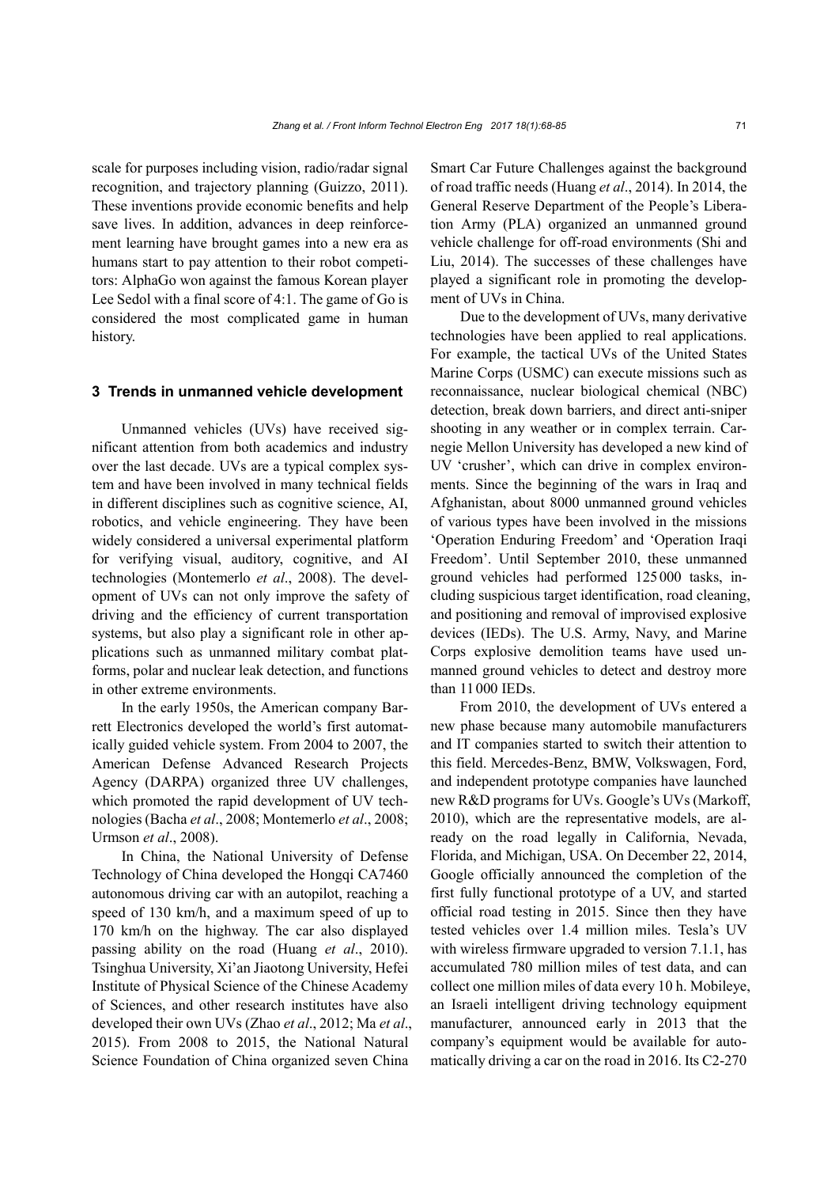scale for purposes including vision, radio/radar signal recognition, and trajectory planning (Guizzo, 2011). These inventions provide economic benefits and help save lives. In addition, advances in deep reinforcement learning have brought games into a new era as humans start to pay attention to their robot competitors: AlphaGo won against the famous Korean player Lee Sedol with a final score of 4:1. The game of Go is considered the most complicated game in human history.

## 3 Trends in unmanned vehicle development

Unmanned vehicles (UVs) have received significant attention from both academics and industry over the last decade. UVs are a typical complex system and have been involved in many technical fields in different disciplines such as cognitive science, AI, robotics, and vehicle engineering. They have been widely considered a universal experimental platform for verifying visual, auditory, cognitive, and AI technologies (Montemerlo *et al*., 2008). The development of UVs can not only improve the safety of driving and the efficiency of current transportation systems, but also play a significant role in other applications such as unmanned military combat platforms, polar and nuclear leak detection, and functions in other extreme environments.

In the early 1950s, the American company Barrett Electronics developed the world's first automatically guided vehicle system. From 2004 to 2007, the American Defense Advanced Research Projects Agency (DARPA) organized three UV challenges, which promoted the rapid development of UV technologies (Bacha *et al*., 2008; Montemerlo *et al*., 2008; Urmson *et al*., 2008).

In China, the National University of Defense Technology of China developed the Hongqi CA7460 autonomous driving car with an autopilot, reaching a speed of 130 km/h, and a maximum speed of up to 170 km/h on the highway. The car also displayed passing ability on the road (Huang *et al*., 2010). Tsinghua University, Xi'an Jiaotong University, Hefei Institute of Physical Science of the Chinese Academy of Sciences, and other research institutes have also developed their own UVs (Zhao *et al*., 2012; Ma *et al*., 2015). From 2008 to 2015, the National Natural Science Foundation of China organized seven China Smart Car Future Challenges against the background of road traffic needs (Huang *et al*., 2014). In 2014, the General Reserve Department of the People's Liberation Army (PLA) organized an unmanned ground vehicle challenge for off-road environments (Shi and Liu, 2014). The successes of these challenges have played a significant role in promoting the development of UVs in China.

Due to the development of UVs, many derivative technologies have been applied to real applications. For example, the tactical UVs of the United States Marine Corps (USMC) can execute missions such as reconnaissance, nuclear biological chemical (NBC) detection, break down barriers, and direct anti-sniper shooting in any weather or in complex terrain. Carnegie Mellon University has developed a new kind of UV 'crusher', which can drive in complex environments. Since the beginning of the wars in Iraq and Afghanistan, about 8000 unmanned ground vehicles of various types have been involved in the missions 'Operation Enduring Freedom' and 'Operation Iraqi Freedom'. Until September 2010, these unmanned ground vehicles had performed 125 000 tasks, including suspicious target identification, road cleaning, and positioning and removal of improvised explosive devices (IEDs). The U.S. Army, Navy, and Marine Corps explosive demolition teams have used unmanned ground vehicles to detect and destroy more than 11 000 IEDs.

From 2010, the development of UVs entered a new phase because many automobile manufacturers and IT companies started to switch their attention to this field. Mercedes-Benz, BMW, Volkswagen, Ford, and independent prototype companies have launched new R&D programs for UVs. Google's UVs (Markoff, 2010), which are the representative models, are already on the road legally in California, Nevada, Florida, and Michigan, USA. On December 22, 2014, Google officially announced the completion of the first fully functional prototype of a UV, and started official road testing in 2015. Since then they have tested vehicles over 1.4 million miles. Tesla's UV with wireless firmware upgraded to version 7.1.1, has accumulated 780 million miles of test data, and can collect one million miles of data every 10 h. Mobileye, an Israeli intelligent driving technology equipment manufacturer, announced early in 2013 that the company's equipment would be available for automatically driving a car on the road in 2016. Its C2-270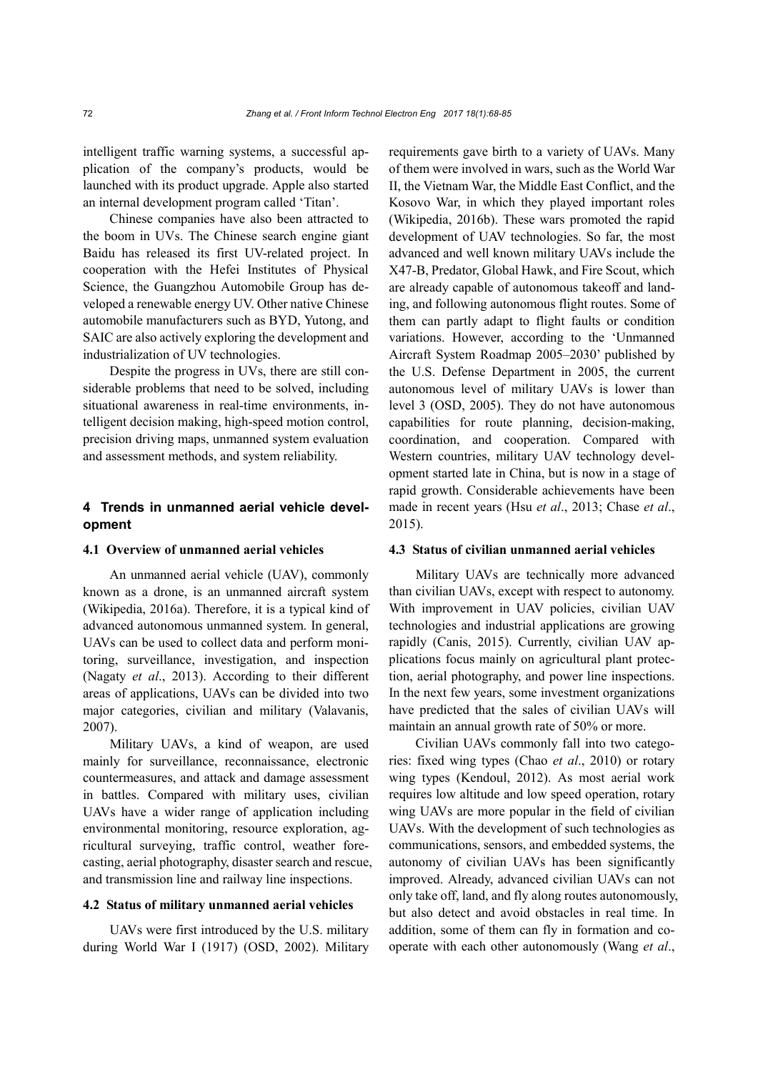intelligent traffic warning systems, a successful application of the company's products, would be launched with its product upgrade. Apple also started an internal development program called 'Titan'.

Chinese companies have also been attracted to the boom in UVs. The Chinese search engine giant Baidu has released its first UV-related project. In cooperation with the Hefei Institutes of Physical Science, the Guangzhou Automobile Group has developed a renewable energy UV. Other native Chinese automobile manufacturers such as BYD, Yutong, and SAIC are also actively exploring the development and industrialization of UV technologies.

Despite the progress in UVs, there are still considerable problems that need to be solved, including situational awareness in real-time environments, intelligent decision making, high-speed motion control, precision driving maps, unmanned system evaluation and assessment methods, and system reliability.

## 4 Trends in unmanned aerial vehicle development

### 4.1 Overview of unmanned aerial vehicles

An unmanned aerial vehicle (UAV), commonly known as a drone, is an unmanned aircraft system (Wikipedia, 2016a). Therefore, it is a typical kind of advanced autonomous unmanned system. In general, UAVs can be used to collect data and perform monitoring, surveillance, investigation, and inspection (Nagaty *et al*., 2013). According to their different areas of applications, UAVs can be divided into two major categories, civilian and military (Valavanis, 2007).

Military UAVs, a kind of weapon, are used mainly for surveillance, reconnaissance, electronic countermeasures, and attack and damage assessment in battles. Compared with military uses, civilian UAVs have a wider range of application including environmental monitoring, resource exploration, agricultural surveying, traffic control, weather forecasting, aerial photography, disaster search and rescue, and transmission line and railway line inspections.

### 4.2 Status of military unmanned aerial vehicles

UAVs were first introduced by the U.S. military during World War I (1917) (OSD, 2002). Military requirements gave birth to a variety of UAVs. Many of them were involved in wars, such as the World War II, the Vietnam War, the Middle East Conflict, and the Kosovo War, in which they played important roles (Wikipedia, 2016b). These wars promoted the rapid development of UAV technologies. So far, the most advanced and well known military UAVs include the X47-B, Predator, Global Hawk, and Fire Scout, which are already capable of autonomous takeoff and landing, and following autonomous flight routes. Some of them can partly adapt to flight faults or condition variations. However, according to the 'Unmanned Aircraft System Roadmap 2005–2030' published by the U.S. Defense Department in 2005, the current autonomous level of military UAVs is lower than level 3 (OSD, 2005). They do not have autonomous capabilities for route planning, decision-making, coordination, and cooperation. Compared with Western countries, military UAV technology development started late in China, but is now in a stage of rapid growth. Considerable achievements have been made in recent years (Hsu *et al*., 2013; Chase *et al*., 2015).

### 4.3 Status of civilian unmanned aerial vehicles

Military UAVs are technically more advanced than civilian UAVs, except with respect to autonomy. With improvement in UAV policies, civilian UAV technologies and industrial applications are growing rapidly (Canis, 2015). Currently, civilian UAV applications focus mainly on agricultural plant protection, aerial photography, and power line inspections. In the next few years, some investment organizations have predicted that the sales of civilian UAVs will maintain an annual growth rate of 50% or more.

Civilian UAVs commonly fall into two categories: fixed wing types (Chao *et al*., 2010) or rotary wing types (Kendoul, 2012). As most aerial work requires low altitude and low speed operation, rotary wing UAVs are more popular in the field of civilian UAVs. With the development of such technologies as communications, sensors, and embedded systems, the autonomy of civilian UAVs has been significantly improved. Already, advanced civilian UAVs can not only take off, land, and fly along routes autonomously, but also detect and avoid obstacles in real time. In addition, some of them can fly in formation and cooperate with each other autonomously (Wang *et al*.,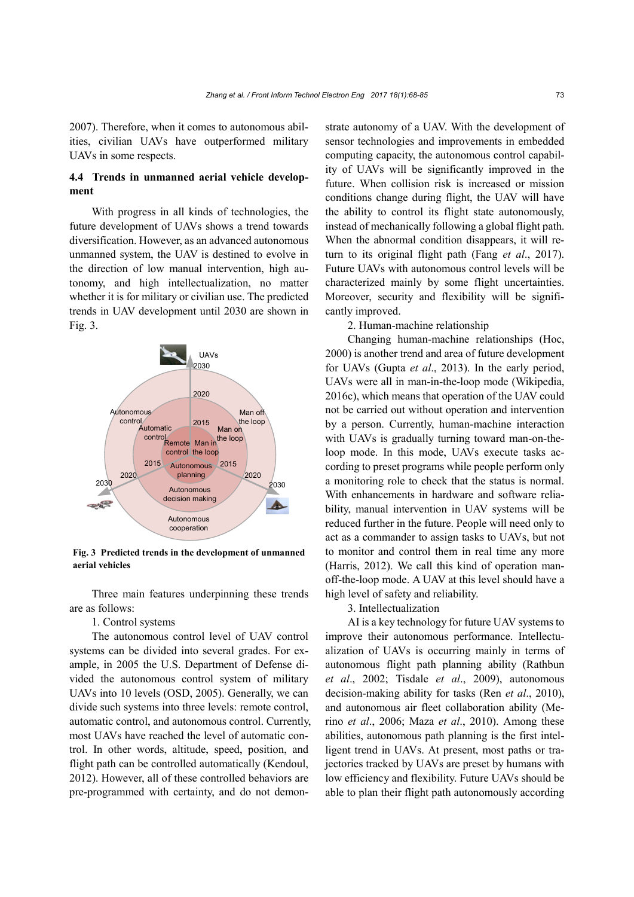2007). Therefore, when it comes to autonomous abilities, civilian UAVs have outperformed military UAVs in some respects.

### 4.4 Trends in unmanned aerial vehicle development

With progress in all kinds of technologies, the future development of UAVs shows a trend towards diversification. However, as an advanced autonomous unmanned system, the UAV is destined to evolve in the direction of low manual intervention, high autonomy, and high intellectualization, no matter whether it is for military or civilian use. The predicted trends in UAV development until 2030 are shown in Fig. 3.

**Fig. 3 Predicted trends in the development of unmanned aerial vehicles**

Three main features underpinning these trends are as follows:

1. Control systems

The autonomous control level of UAV control systems can be divided into several grades. For example, in 2005 the U.S. Department of Defense divided the autonomous control system of military UAVs into 10 levels (OSD, 2005). Generally, we can divide such systems into three levels: remote control, automatic control, and autonomous control. Currently, most UAVs have reached the level of automatic control. In other words, altitude, speed, position, and flight path can be controlled automatically (Kendoul, 2012). However, all of these controlled behaviors are pre-programmed with certainty, and do not demonstrate autonomy of a UAV. With the development of sensor technologies and improvements in embedded computing capacity, the autonomous control capability of UAVs will be significantly improved in the future. When collision risk is increased or mission conditions change during flight, the UAV will have the ability to control its flight state autonomously, instead of mechanically following a global flight path. When the abnormal condition disappears, it will return to its original flight path (Fang *et al*., 2017). Future UAVs with autonomous control levels will be characterized mainly by some flight uncertainties. Moreover, security and flexibility will be significantly improved.

2. Human-machine relationship

Changing human-machine relationships (Hoc, 2000) is another trend and area of future development for UAVs (Gupta *et al*., 2013). In the early period, UAVs were all in man-in-the-loop mode (Wikipedia, 2016c), which means that operation of the UAV could not be carried out without operation and intervention by a person. Currently, human-machine interaction with UAVs is gradually turning toward man-on-the-loop mode. In this mode, UAVs execute tasks according to preset programs while people perform only a monitoring role to check that the status is normal. With enhancements in hardware and software reliability, manual intervention in UAV systems will be reduced further in the future. People will need only to act as a commander to assign tasks to UAVs, but not to monitor and control them in real time any more (Harris, 2012). We call this kind of operation man-off-the-loop mode. A UAV at this level should have a high level of safety and reliability.

3. Intellectualization

AI is a key technology for future UAV systems to improve their autonomous performance. Intellectualization of UAVs is occurring mainly in terms of autonomous flight path planning ability (Rathbun *et al*., 2002; Tisdale *et al*., 2009), autonomous decision-making ability for tasks (Ren *et al*., 2010), and autonomous air fleet collaboration ability (Merino *et al*., 2006; Maza *et al*., 2010). Among these abilities, autonomous path planning is the first intelligent trend in UAVs. At present, most paths or trajectories tracked by UAVs are preset by humans with low efficiency and flexibility. Future UAVs should be able to plan their flight path autonomously according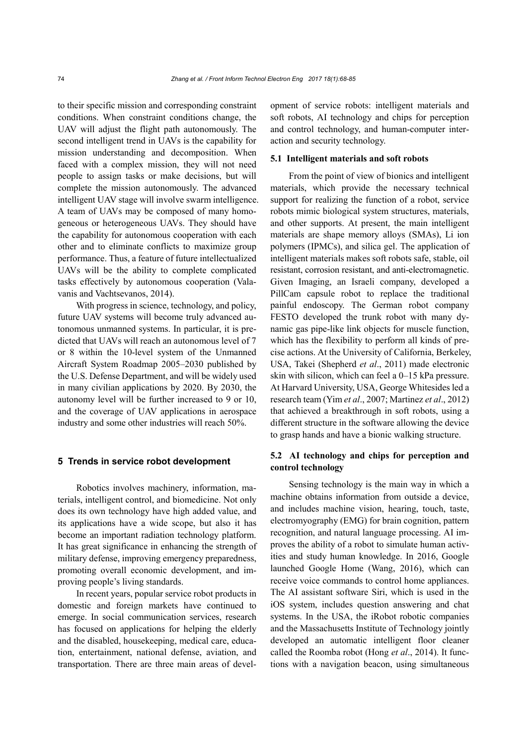to their specific mission and corresponding constraint conditions. When constraint conditions change, the UAV will adjust the flight path autonomously. The second intelligent trend in UAVs is the capability for mission understanding and decomposition. When faced with a complex mission, they will not need people to assign tasks or make decisions, but will complete the mission autonomously. The advanced intelligent UAV stage will involve swarm intelligence. A team of UAVs may be composed of many homogeneous or heterogeneous UAVs. They should have the capability for autonomous cooperation with each other and to eliminate conflicts to maximize group performance. Thus, a feature of future intellectualized UAVs will be the ability to complete complicated tasks effectively by autonomous cooperation (Valavanis and Vachtsevanos, 2014).

With progress in science, technology, and policy, future UAV systems will become truly advanced autonomous unmanned systems. In particular, it is predicted that UAVs will reach an autonomous level of 7 or 8 within the 10-level system of the Unmanned Aircraft System Roadmap 2005–2030 published by the U.S. Defense Department, and will be widely used in many civilian applications by 2020. By 2030, the autonomy level will be further increased to 9 or 10, and the coverage of UAV applications in aerospace industry and some other industries will reach 50%.

## 5 Trends in service robot development

Robotics involves machinery, information, materials, intelligent control, and biomedicine. Not only does its own technology have high added value, and its applications have a wide scope, but also it has become an important radiation technology platform. It has great significance in enhancing the strength of military defense, improving emergency preparedness, promoting overall economic development, and improving people's living standards.

In recent years, popular service robot products in domestic and foreign markets have continued to emerge. In social communication services, research has focused on applications for helping the elderly and the disabled, housekeeping, medical care, education, entertainment, national defense, aviation, and transportation. There are three main areas of development of service robots: intelligent materials and soft robots, AI technology and chips for perception and control technology, and human-computer interaction and security technology.

### 5.1 Intelligent materials and soft robots

From the point of view of bionics and intelligent materials, which provide the necessary technical support for realizing the function of a robot, service robots mimic biological system structures, materials, and other supports. At present, the main intelligent materials are shape memory alloys (SMAs), Li ion polymers (IPMCs), and silica gel. The application of intelligent materials makes soft robots safe, stable, oil resistant, corrosion resistant, and anti-electromagnetic. Given Imaging, an Israeli company, developed a PillCam capsule robot to replace the traditional painful endoscopy. The German robot company FESTO developed the trunk robot with many dynamic gas pipe-like link objects for muscle function, which has the flexibility to perform all kinds of precise actions. At the University of California, Berkeley, USA, Takei (Shepherd *et al*., 2011) made electronic skin with silicon, which can feel a 0–15 kPa pressure. At Harvard University, USA, George Whitesides led a research team (Yim *et al*., 2007; Martinez *et al*., 2012) that achieved a breakthrough in soft robots, using a different structure in the software allowing the device to grasp hands and have a bionic walking structure.

### 5.2 AI technology and chips for perception and control technology

Sensing technology is the main way in which a machine obtains information from outside a device, and includes machine vision, hearing, touch, taste, electromyography (EMG) for brain cognition, pattern recognition, and natural language processing. AI improves the ability of a robot to simulate human activities and study human knowledge. In 2016, Google launched Google Home (Wang, 2016), which can receive voice commands to control home appliances. The AI assistant software Siri, which is used in the iOS system, includes question answering and chat systems. In the USA, the iRobot robotic companies and the Massachusetts Institute of Technology jointly developed an automatic intelligent floor cleaner called the Roomba robot (Hong *et al*., 2014). It functions with a navigation beacon, using simultaneous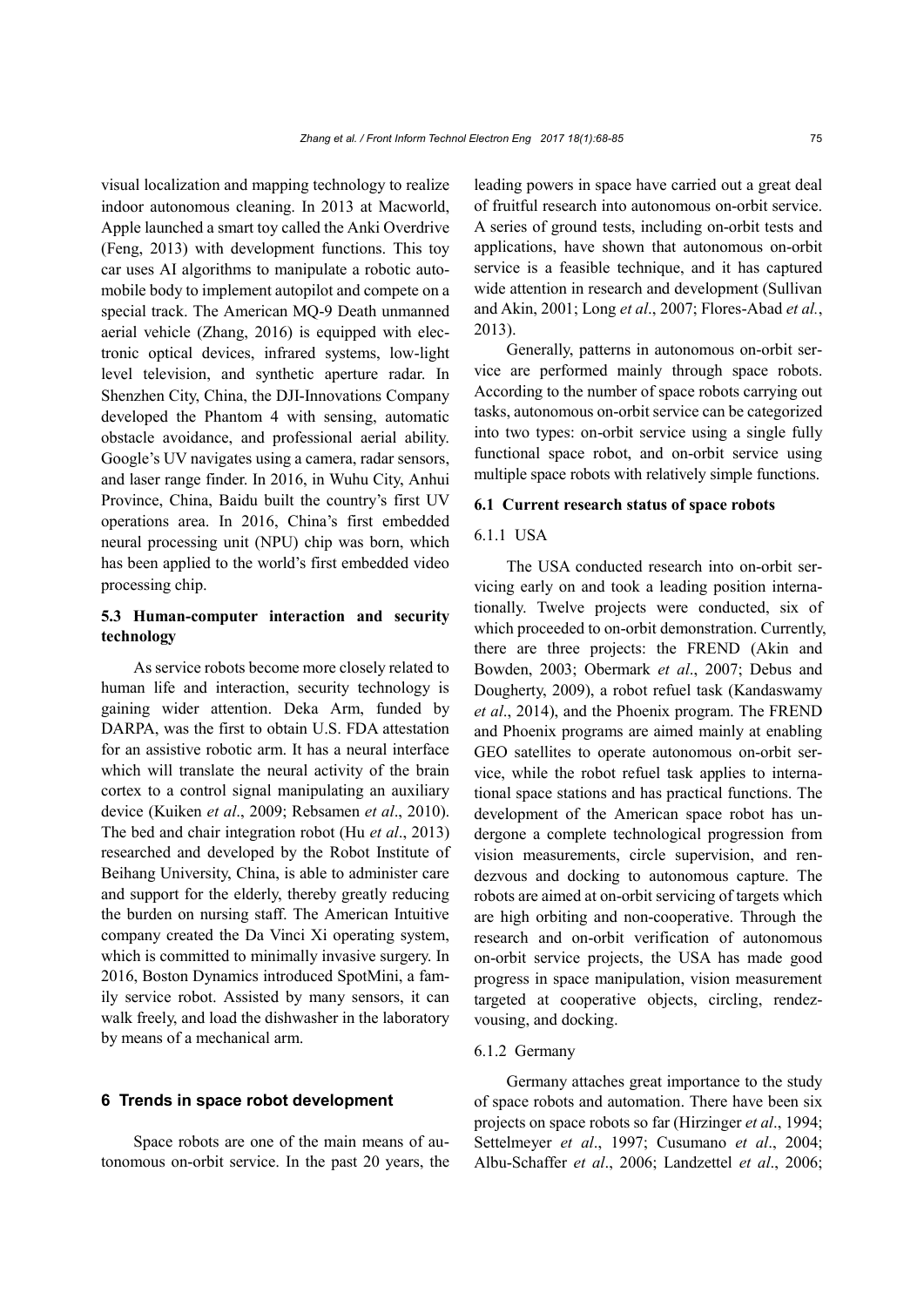visual localization and mapping technology to realize indoor autonomous cleaning. In 2013 at Macworld, Apple launched a smart toy called the Anki Overdrive (Feng, 2013) with development functions. This toy car uses AI algorithms to manipulate a robotic automobile body to implement autopilot and compete on a special track. The American MQ-9 Death unmanned aerial vehicle (Zhang, 2016) is equipped with electronic optical devices, infrared systems, low-light level television, and synthetic aperture radar. In Shenzhen City, China, the DJI-Innovations Company developed the Phantom 4 with sensing, automatic obstacle avoidance, and professional aerial ability. Google's UV navigates using a camera, radar sensors, and laser range finder. In 2016, in Wuhu City, Anhui Province, China, Baidu built the country's first UV operations area. In 2016, China's first embedded neural processing unit (NPU) chip was born, which has been applied to the world's first embedded video processing chip.

### 5.3 Human-computer interaction and security technology

As service robots become more closely related to human life and interaction, security technology is gaining wider attention. Deka Arm, funded by DARPA, was the first to obtain U.S. FDA attestation for an assistive robotic arm. It has a neural interface which will translate the neural activity of the brain cortex to a control signal manipulating an auxiliary device (Kuiken *et al*., 2009; Rebsamen *et al*., 2010). The bed and chair integration robot (Hu *et al*., 2013) researched and developed by the Robot Institute of Beihang University, China, is able to administer care and support for the elderly, thereby greatly reducing the burden on nursing staff. The American Intuitive company created the Da Vinci Xi operating system, which is committed to minimally invasive surgery. In 2016, Boston Dynamics introduced SpotMini, a family service robot. Assisted by many sensors, it can walk freely, and load the dishwasher in the laboratory by means of a mechanical arm.

## 6 Trends in space robot development

Space robots are one of the main means of autonomous on-orbit service. In the past 20 years, the leading powers in space have carried out a great deal of fruitful research into autonomous on-orbit service. A series of ground tests, including on-orbit tests and applications, have shown that autonomous on-orbit service is a feasible technique, and it has captured wide attention in research and development (Sullivan and Akin, 2001; Long *et al*., 2007; Flores-Abad *et al.*, 2013).

Generally, patterns in autonomous on-orbit service are performed mainly through space robots. According to the number of space robots carrying out tasks, autonomous on-orbit service can be categorized into two types: on-orbit service using a single fully functional space robot, and on-orbit service using multiple space robots with relatively simple functions.

### 6.1 Current research status of space robots

#### 6.1.1 USA

The USA conducted research into on-orbit servicing early on and took a leading position internationally. Twelve projects were conducted, six of which proceeded to on-orbit demonstration. Currently, there are three projects: the FREND (Akin and Bowden, 2003; Obermark *et al*., 2007; Debus and Dougherty, 2009), a robot refuel task (Kandaswamy *et al*., 2014), and the Phoenix program. The FREND and Phoenix programs are aimed mainly at enabling GEO satellites to operate autonomous on-orbit service, while the robot refuel task applies to international space stations and has practical functions. The development of the American space robot has undergone a complete technological progression from vision measurements, circle supervision, and rendezvous and docking to autonomous capture. The robots are aimed at on-orbit servicing of targets which are high orbiting and non-cooperative. Through the research and on-orbit verification of autonomous on-orbit service projects, the USA has made good progress in space manipulation, vision measurement targeted at cooperative objects, circling, rendezvousing, and docking.

#### 6.1.2 Germany

Germany attaches great importance to the study of space robots and automation. There have been six projects on space robots so far (Hirzinger *et al*., 1994; Settelmeyer *et al*., 1997; Cusumano *et al*., 2004; Albu-Schaffer *et al*., 2006; Landzettel *et al*., 2006;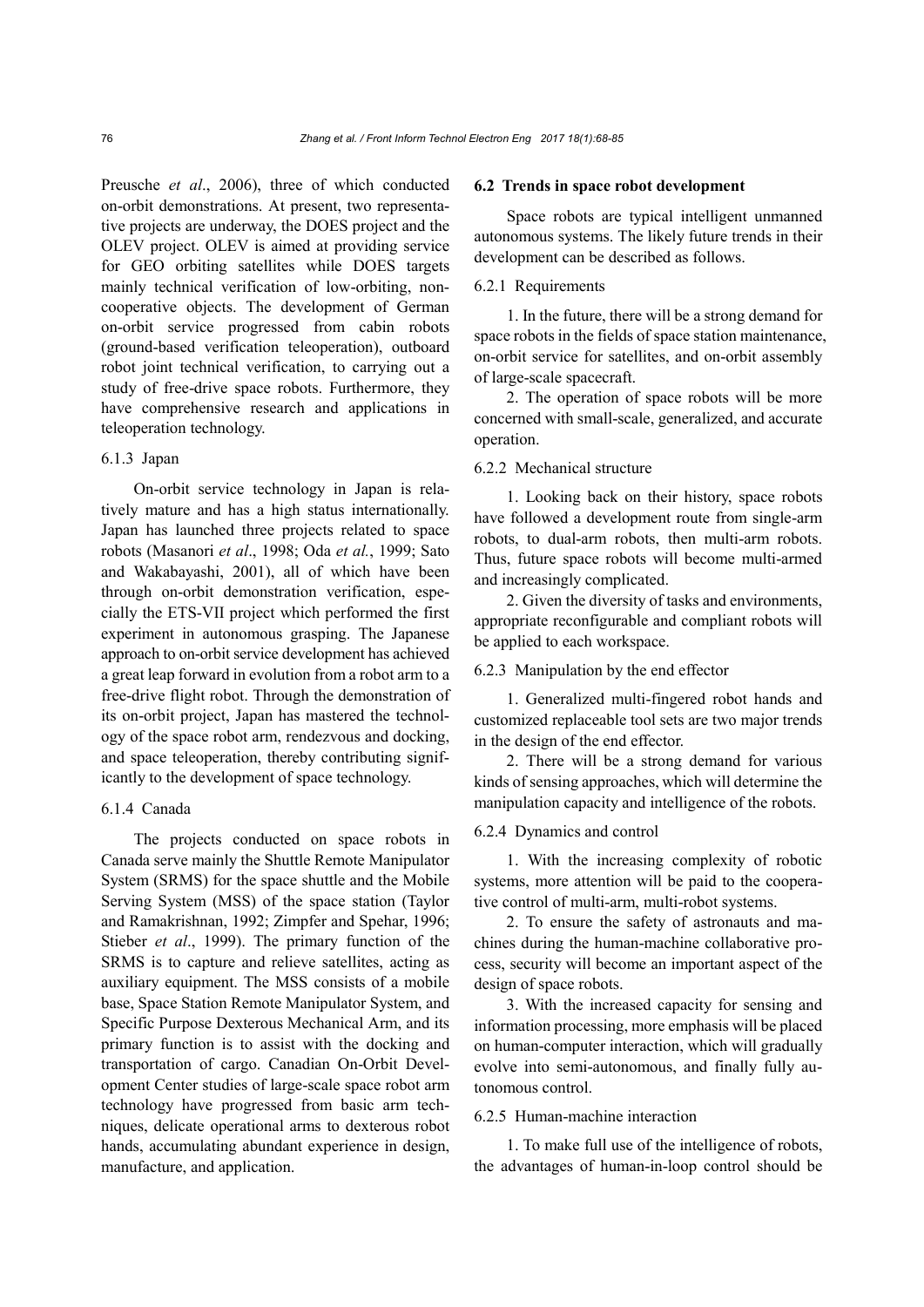Preusche *et al*., 2006), three of which conducted on-orbit demonstrations. At present, two representative projects are underway, the DOES project and the OLEV project. OLEV is aimed at providing service for GEO orbiting satellites while DOES targets mainly technical verification of low-orbiting, non-cooperative objects. The development of German on-orbit service progressed from cabin robots (ground-based verification teleoperation), outboard robot joint technical verification, to carrying out a study of free-drive space robots. Furthermore, they have comprehensive research and applications in teleoperation technology.

#### 6.1.3 Japan

On-orbit service technology in Japan is relatively mature and has a high status internationally. Japan has launched three projects related to space robots (Masanori *et al*., 1998; Oda *et al.*, 1999; Sato and Wakabayashi, 2001), all of which have been through on-orbit demonstration verification, especially the ETS-VII project which performed the first experiment in autonomous grasping. The Japanese approach to on-orbit service development has achieved a great leap forward in evolution from a robot arm to a free-drive flight robot. Through the demonstration of its on-orbit project, Japan has mastered the technology of the space robot arm, rendezvous and docking, and space teleoperation, thereby contributing significantly to the development of space technology.

#### 6.1.4 Canada

The projects conducted on space robots in Canada serve mainly the Shuttle Remote Manipulator System (SRMS) for the space shuttle and the Mobile Serving System (MSS) of the space station (Taylor and Ramakrishnan, 1992; Zimpfer and Spehar, 1996; Stieber *et al*., 1999). The primary function of the SRMS is to capture and relieve satellites, acting as auxiliary equipment. The MSS consists of a mobile base, Space Station Remote Manipulator System, and Specific Purpose Dexterous Mechanical Arm, and its primary function is to assist with the docking and transportation of cargo. Canadian On-Orbit Development Center studies of large-scale space robot arm technology have progressed from basic arm techniques, delicate operational arms to dexterous robot hands, accumulating abundant experience in design, manufacture, and application.

### 6.2 Trends in space robot development

Space robots are typical intelligent unmanned autonomous systems. The likely future trends in their development can be described as follows.

#### 6.2.1 Requirements

1. In the future, there will be a strong demand for space robots in the fields of space station maintenance, on-orbit service for satellites, and on-orbit assembly of large-scale spacecraft.

2. The operation of space robots will be more concerned with small-scale, generalized, and accurate operation.

#### 6.2.2 Mechanical structure

1. Looking back on their history, space robots have followed a development route from single-arm robots, to dual-arm robots, then multi-arm robots. Thus, future space robots will become multi-armed and increasingly complicated.

2. Given the diversity of tasks and environments, appropriate reconfigurable and compliant robots will be applied to each workspace.

#### 6.2.3 Manipulation by the end effector

1. Generalized multi-fingered robot hands and customized replaceable tool sets are two major trends in the design of the end effector.

2. There will be a strong demand for various kinds of sensing approaches, which will determine the manipulation capacity and intelligence of the robots.

#### 6.2.4 Dynamics and control

1. With the increasing complexity of robotic systems, more attention will be paid to the cooperative control of multi-arm, multi-robot systems.

2. To ensure the safety of astronauts and machines during the human-machine collaborative process, security will become an important aspect of the design of space robots.

3. With the increased capacity for sensing and information processing, more emphasis will be placed on human-computer interaction, which will gradually evolve into semi-autonomous, and finally fully autonomous control.

#### 6.2.5 Human-machine interaction

1. To make full use of the intelligence of robots, the advantages of human-in-loop control should be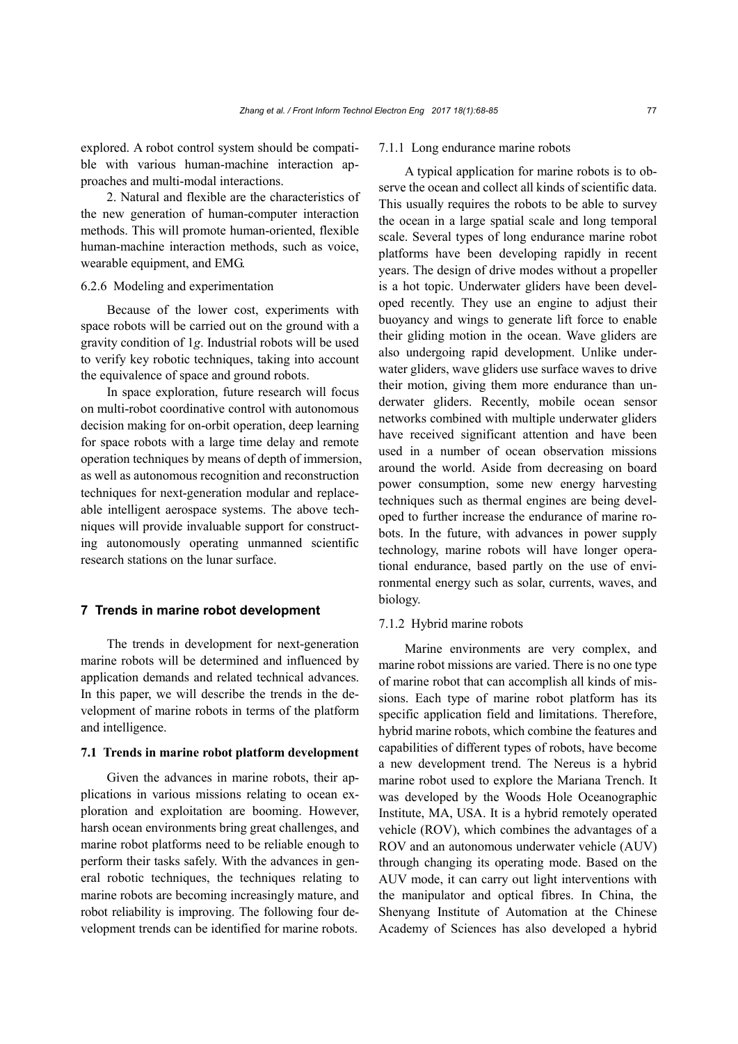explored. A robot control system should be compatible with various human-machine interaction approaches and multi-modal interactions.

2. Natural and flexible are the characteristics of the new generation of human-computer interaction methods. This will promote human-oriented, flexible human-machine interaction methods, such as voice, wearable equipment, and EMG.

#### 6.2.6 Modeling and experimentation

Because of the lower cost, experiments with space robots will be carried out on the ground with a gravity condition of 1*g*. Industrial robots will be used to verify key robotic techniques, taking into account the equivalence of space and ground robots.

In space exploration, future research will focus on multi-robot coordinative control with autonomous decision making for on-orbit operation, deep learning for space robots with a large time delay and remote operation techniques by means of depth of immersion, as well as autonomous recognition and reconstruction techniques for next-generation modular and replaceable intelligent aerospace systems. The above techniques will provide invaluable support for constructing autonomously operating unmanned scientific research stations on the lunar surface.

## 7 Trends in marine robot development

The trends in development for next-generation marine robots will be determined and influenced by application demands and related technical advances. In this paper, we will describe the trends in the development of marine robots in terms of the platform and intelligence.

### 7.1 Trends in marine robot platform development

Given the advances in marine robots, their applications in various missions relating to ocean exploration and exploitation are booming. However, harsh ocean environments bring great challenges, and marine robot platforms need to be reliable enough to perform their tasks safely. With the advances in general robotic techniques, the techniques relating to marine robots are becoming increasingly mature, and robot reliability is improving. The following four development trends can be identified for marine robots.

#### 7.1.1 Long endurance marine robots

A typical application for marine robots is to observe the ocean and collect all kinds of scientific data. This usually requires the robots to be able to survey the ocean in a large spatial scale and long temporal scale. Several types of long endurance marine robot platforms have been developing rapidly in recent years. The design of drive modes without a propeller is a hot topic. Underwater gliders have been developed recently. They use an engine to adjust their buoyancy and wings to generate lift force to enable their gliding motion in the ocean. Wave gliders are also undergoing rapid development. Unlike underwater gliders, wave gliders use surface waves to drive their motion, giving them more endurance than underwater gliders. Recently, mobile ocean sensor networks combined with multiple underwater gliders have received significant attention and have been used in a number of ocean observation missions around the world. Aside from decreasing on board power consumption, some new energy harvesting techniques such as thermal engines are being developed to further increase the endurance of marine robots. In the future, with advances in power supply technology, marine robots will have longer operational endurance, based partly on the use of environmental energy such as solar, currents, waves, and biology.

#### 7.1.2 Hybrid marine robots

Marine environments are very complex, and marine robot missions are varied. There is no one type of marine robot that can accomplish all kinds of missions. Each type of marine robot platform has its specific application field and limitations. Therefore, hybrid marine robots, which combine the features and capabilities of different types of robots, have become a new development trend. The Nereus is a hybrid marine robot used to explore the Mariana Trench. It was developed by the Woods Hole Oceanographic Institute, MA, USA. It is a hybrid remotely operated vehicle (ROV), which combines the advantages of a ROV and an autonomous underwater vehicle (AUV) through changing its operating mode. Based on the AUV mode, it can carry out light interventions with the manipulator and optical fibres. In China, the Shenyang Institute of Automation at the Chinese Academy of Sciences has also developed a hybrid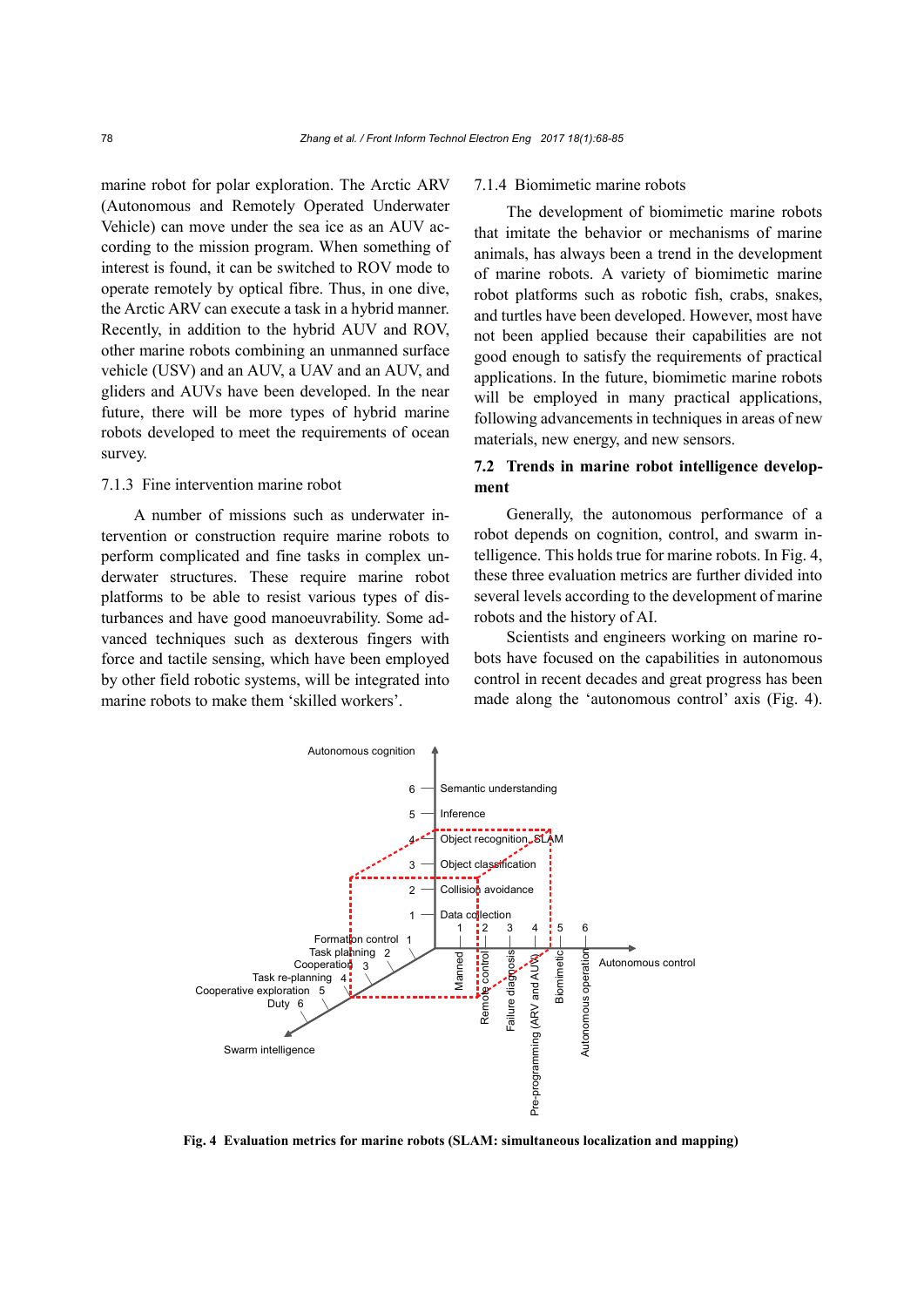marine robot for polar exploration. The Arctic ARV (Autonomous and Remotely Operated Underwater Vehicle) can move under the sea ice as an AUV according to the mission program. When something of interest is found, it can be switched to ROV mode to operate remotely by optical fibre. Thus, in one dive, the Arctic ARV can execute a task in a hybrid manner. Recently, in addition to the hybrid AUV and ROV, other marine robots combining an unmanned surface vehicle (USV) and an AUV, a UAV and an AUV, and gliders and AUVs have been developed. In the near future, there will be more types of hybrid marine robots developed to meet the requirements of ocean survey.

#### 7.1.3 Fine intervention marine robot

A number of missions such as underwater intervention or construction require marine robots to perform complicated and fine tasks in complex underwater structures. These require marine robot platforms to be able to resist various types of disturbances and have good manoeuvrability. Some advanced techniques such as dexterous fingers with force and tactile sensing, which have been employed by other field robotic systems, will be integrated into marine robots to make them 'skilled workers'.

#### 7.1.4 Biomimetic marine robots

The development of biomimetic marine robots that imitate the behavior or mechanisms of marine animals, has always been a trend in the development of marine robots. A variety of biomimetic marine robot platforms such as robotic fish, crabs, snakes, and turtles have been developed. However, most have not been applied because their capabilities are not good enough to satisfy the requirements of practical applications. In the future, biomimetic marine robots will be employed in many practical applications, following advancements in techniques in areas of new materials, new energy, and new sensors.

### 7.2 Trends in marine robot intelligence development

Generally, the autonomous performance of a robot depends on cognition, control, and swarm intelligence. This holds true for marine robots. In Fig. 4, these three evaluation metrics are further divided into several levels according to the development of marine robots and the history of AI.

Scientists and engineers working on marine robots have focused on the capabilities in autonomous control in recent decades and great progress has been made along the 'autonomous control' axis (Fig. 4).

**Fig. 4 Evaluation metrics for marine robots (SLAM: simultaneous localization and mapping)**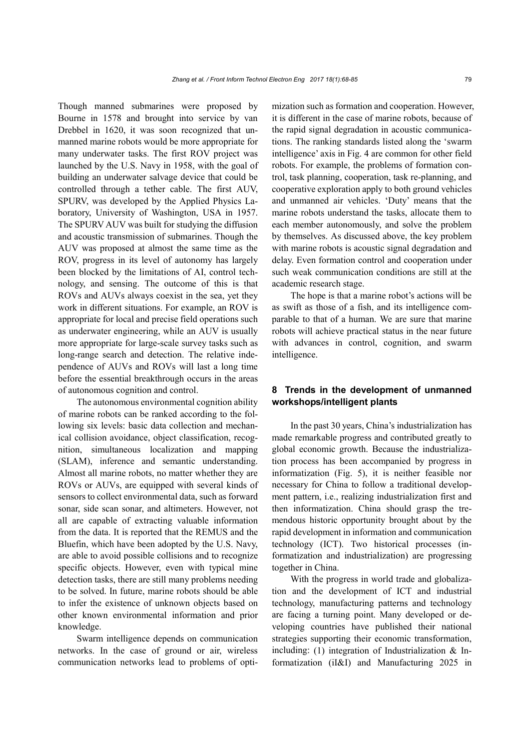Though manned submarines were proposed by Bourne in 1578 and brought into service by van Drebbel in 1620, it was soon recognized that unmanned marine robots would be more appropriate for many underwater tasks. The first ROV project was launched by the U.S. Navy in 1958, with the goal of building an underwater salvage device that could be controlled through a tether cable. The first AUV, SPURV, was developed by the Applied Physics Laboratory, University of Washington, USA in 1957. The SPURV AUV was built for studying the diffusion and acoustic transmission of submarines. Though the AUV was proposed at almost the same time as the ROV, progress in its level of autonomy has largely been blocked by the limitations of AI, control technology, and sensing. The outcome of this is that ROVs and AUVs always coexist in the sea, yet they work in different situations. For example, an ROV is appropriate for local and precise field operations such as underwater engineering, while an AUV is usually more appropriate for large-scale survey tasks such as long-range search and detection. The relative independence of AUVs and ROVs will last a long time before the essential breakthrough occurs in the areas of autonomous cognition and control.

The autonomous environmental cognition ability of marine robots can be ranked according to the following six levels: basic data collection and mechanical collision avoidance, object classification, recognition, simultaneous localization and mapping (SLAM), inference and semantic understanding. Almost all marine robots, no matter whether they are ROVs or AUVs, are equipped with several kinds of sensors to collect environmental data, such as forward sonar, side scan sonar, and altimeters. However, not all are capable of extracting valuable information from the data. It is reported that the REMUS and the Bluefin, which have been adopted by the U.S. Navy, are able to avoid possible collisions and to recognize specific objects. However, even with typical mine detection tasks, there are still many problems needing to be solved. In future, marine robots should be able to infer the existence of unknown objects based on other known environmental information and prior knowledge.

Swarm intelligence depends on communication networks. In the case of ground or air, wireless communication networks lead to problems of optimization such as formation and cooperation. However, it is different in the case of marine robots, because of the rapid signal degradation in acoustic communications. The ranking standards listed along the 'swarm intelligence' axis in Fig. 4 are common for other field robots. For example, the problems of formation control, task planning, cooperation, task re-planning, and cooperative exploration apply to both ground vehicles and unmanned air vehicles. 'Duty' means that the marine robots understand the tasks, allocate them to each member autonomously, and solve the problem by themselves. As discussed above, the key problem with marine robots is acoustic signal degradation and delay. Even formation control and cooperation under such weak communication conditions are still at the academic research stage.

The hope is that a marine robot's actions will be as swift as those of a fish, and its intelligence comparable to that of a human. We are sure that marine robots will achieve practical status in the near future with advances in control, cognition, and swarm intelligence.

## 8 Trends in the development of unmanned workshops/intelligent plants

In the past 30 years, China's industrialization has made remarkable progress and contributed greatly to global economic growth. Because the industrialization process has been accompanied by progress in informatization (Fig. 5), it is neither feasible nor necessary for China to follow a traditional development pattern, i.e., realizing industrialization first and then informatization. China should grasp the tremendous historic opportunity brought about by the rapid development in information and communication technology (ICT). Two historical processes (informatization and industrialization) are progressing together in China.

With the progress in world trade and globalization and the development of ICT and industrial technology, manufacturing patterns and technology are facing a turning point. Many developed or developing countries have published their national strategies supporting their economic transformation, including: (1) integration of Industrialization & Informatization (iI&I) and Manufacturing 2025 in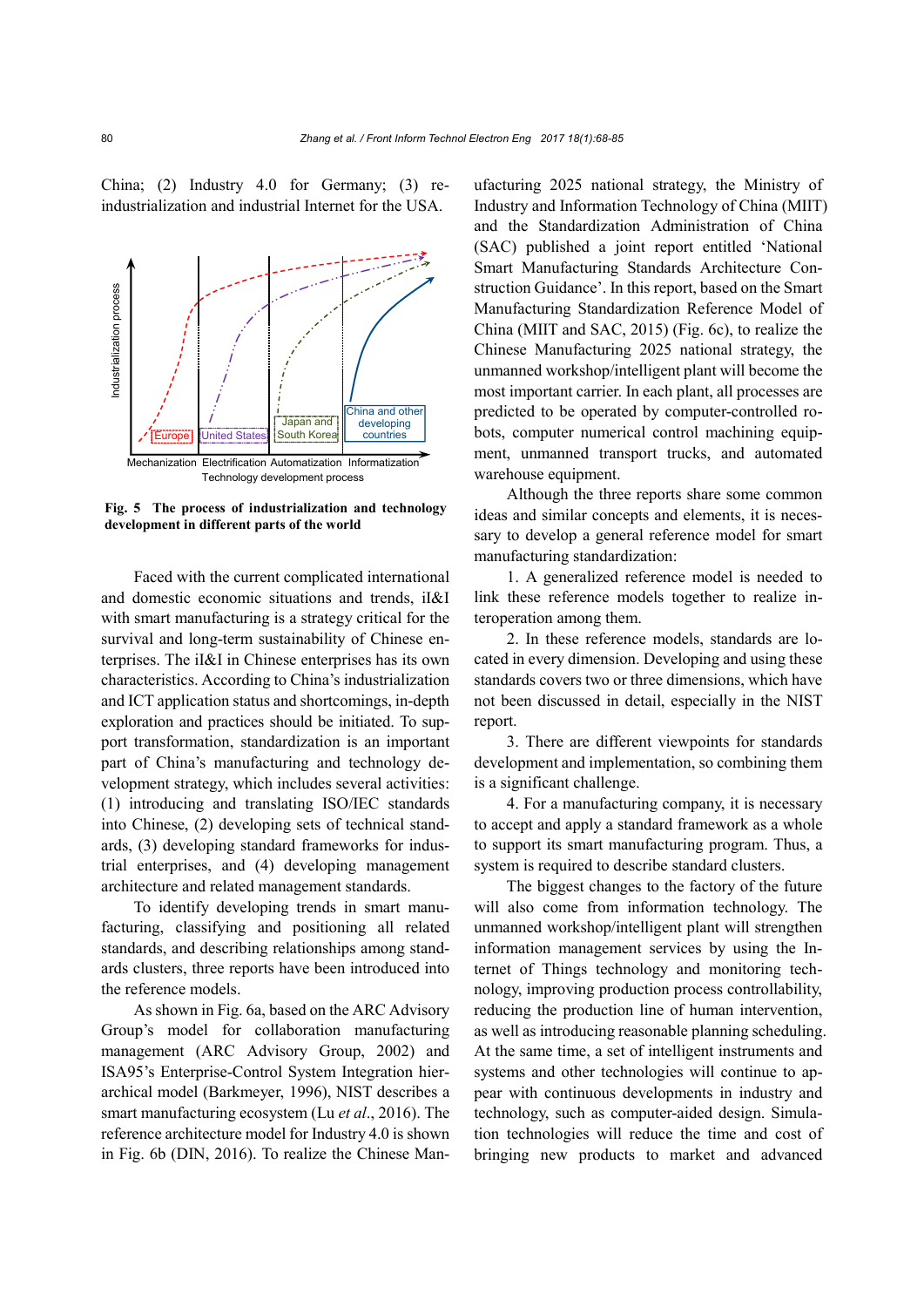China; (2) Industry 4.0 for Germany; (3) re-industrialization and industrial Internet for the USA.

**Fig. 5 The process of industrialization and technology development in different parts of the world**

Faced with the current complicated international and domestic economic situations and trends, iI&I with smart manufacturing is a strategy critical for the survival and long-term sustainability of Chinese enterprises. The iI&I in Chinese enterprises has its own characteristics. According to China's industrialization and ICT application status and shortcomings, in-depth exploration and practices should be initiated. To support transformation, standardization is an important part of China's manufacturing and technology development strategy, which includes several activities: (1) introducing and translating ISO/IEC standards into Chinese, (2) developing sets of technical standards, (3) developing standard frameworks for industrial enterprises, and (4) developing management architecture and related management standards.

To identify developing trends in smart manufacturing, classifying and positioning all related standards, and describing relationships among standards clusters, three reports have been introduced into the reference models.

As shown in Fig. 6a, based on the ARC Advisory Group's model for collaboration manufacturing management (ARC Advisory Group, 2002) and ISA95's Enterprise-Control System Integration hierarchical model (Barkmeyer, 1996), NIST describes a smart manufacturing ecosystem (Lu *et al*., 2016). The reference architecture model for Industry 4.0 is shown in Fig. 6b (DIN, 2016). To realize the Chinese Manufacturing 2025 national strategy, the Ministry of Industry and Information Technology of China (MIIT) and the Standardization Administration of China (SAC) published a joint report entitled 'National Smart Manufacturing Standards Architecture Construction Guidance'. In this report, based on the Smart Manufacturing Standardization Reference Model of China (MIIT and SAC, 2015) (Fig. 6c), to realize the Chinese Manufacturing 2025 national strategy, the unmanned workshop/intelligent plant will become the most important carrier. In each plant, all processes are predicted to be operated by computer-controlled robots, computer numerical control machining equipment, unmanned transport trucks, and automated warehouse equipment.

Although the three reports share some common ideas and similar concepts and elements, it is necessary to develop a general reference model for smart manufacturing standardization:

1. A generalized reference model is needed to link these reference models together to realize interoperation among them.

2. In these reference models, standards are located in every dimension. Developing and using these standards covers two or three dimensions, which have not been discussed in detail, especially in the NIST report.

3. There are different viewpoints for standards development and implementation, so combining them is a significant challenge.

4. For a manufacturing company, it is necessary to accept and apply a standard framework as a whole to support its smart manufacturing program. Thus, a system is required to describe standard clusters.

The biggest changes to the factory of the future will also come from information technology. The unmanned workshop/intelligent plant will strengthen information management services by using the Internet of Things technology and monitoring technology, improving production process controllability, reducing the production line of human intervention, as well as introducing reasonable planning scheduling. At the same time, a set of intelligent instruments and systems and other technologies will continue to appear with continuous developments in industry and technology, such as computer-aided design. Simulation technologies will reduce the time and cost of bringing new products to market and advanced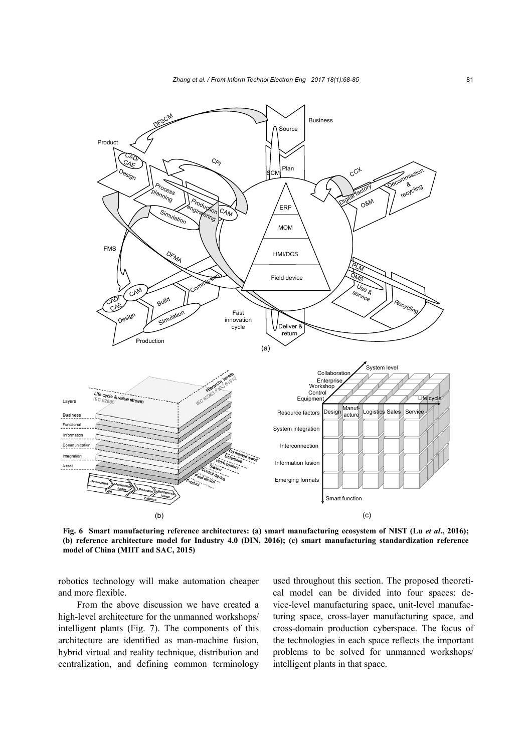Fig. 6 Smart manufacturing reference architectures: (a) smart manufacturing ecosystem of NIST (Lu *et al*., 2016); (b) reference architecture model for Industry 4.0 (DIN, 2016); (c) smart manufacturing standardization reference model of China (MIIT and SAC, 2015)

robotics technology will make automation cheaper and more flexible.

From the above discussion we have created a high-level architecture for the unmanned workshops/intelligent plants (Fig. 7). The components of this architecture are identified as man-machine fusion, hybrid virtual and reality technique, distribution and centralization, and defining common terminology used throughout this section. The proposed theoretical model can be divided into four spaces: device-level manufacturing space, unit-level manufacturing space, cross-layer manufacturing space, and cross-domain production cyberspace. The focus of the technologies in each space reflects the important problems to be solved for unmanned workshops/intelligent plants in that space.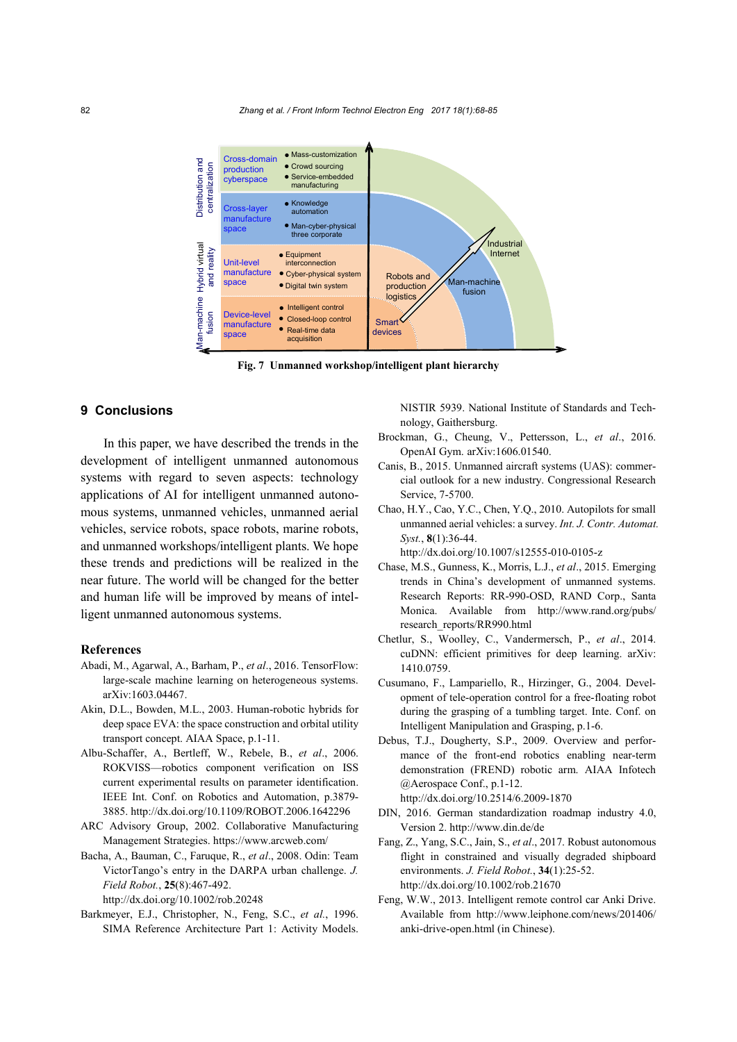Fig. 7 Unmanned workshop/intelligent plant hierarchy

## 9 Conclusions

In this paper, we have described the trends in the development of intelligent unmanned autonomous systems with regard to seven aspects: technology applications of AI for intelligent unmanned autonomous systems, unmanned vehicles, unmanned aerial vehicles, service robots, space robots, marine robots, and unmanned workshops/intelligent plants. We hope these trends and predictions will be realized in the near future. The world will be changed for the better and human life will be improved by means of intelligent unmanned autonomous systems.

## References

Abadi, M., Agarwal, A., Barham, P., *et al*., 2016. TensorFlow: large-scale machine learning on heterogeneous systems. arXiv:1603.04467.

Akin, D.L., Bowden, M.L., 2003. Human-robotic hybrids for deep space EVA: the space construction and orbital utility transport concept. AIAA Space, p.1-11.

Albu-Schaffer, A., Bertleff, W., Rebele, B., *et al*., 2006. ROKVISS—robotics component verification on ISS current experimental results on parameter identification. IEEE Int. Conf. on Robotics and Automation, p.3879-3885. http://dx.doi.org/10.1109/ROBOT.2006.1642296

ARC Advisory Group, 2002. Collaborative Manufacturing Management Strategies. https://www.arcweb.com/

Bacha, A., Bauman, C., Faruque, R., *et al*., 2008. Odin: Team VictorTango's entry in the DARPA urban challenge. *J. Field Robot.*, **25**(8):467-492. http://dx.doi.org/10.1002/rob.20248

Barkmeyer, E.J., Christopher, N., Feng, S.C., *et al.*, 1996. SIMA Reference Architecture Part 1: Activity Models. NISTIR 5939. National Institute of Standards and Technology, Gaithersburg.

Brockman, G., Cheung, V., Pettersson, L., *et al*., 2016. OpenAI Gym. arXiv:1606.01540.

Canis, B., 2015. Unmanned aircraft systems (UAS): commercial outlook for a new industry. Congressional Research Service, 7-5700.

Chao, H.Y., Cao, Y.C., Chen, Y.Q., 2010. Autopilots for small unmanned aerial vehicles: a survey. *Int. J. Contr. Automat. Syst.*, **8**(1):36-44. http://dx.doi.org/10.1007/s12555-010-0105-z

Chase, M.S., Gunness, K., Morris, L.J., *et al*., 2015. Emerging trends in China's development of unmanned systems. Research Reports: RR-990-OSD, RAND Corp., Santa Monica. Available from http://www.rand.org/pubs/research_reports/RR990.html

Chetlur, S., Woolley, C., Vandermersch, P., *et al*., 2014. cuDNN: efficient primitives for deep learning. arXiv:1410.0759.

Cusumano, F., Lampariello, R., Hirzinger, G., 2004. Development of tele-operation control for a free-floating robot during the grasping of a tumbling target. Inte. Conf. on Intelligent Manipulation and Grasping, p.1-6.

Debus, T.J., Dougherty, S.P., 2009. Overview and performance of the front-end robotics enabling near-term demonstration (FREND) robotic arm. AIAA Infotech @Aerospace Conf., p.1-12. http://dx.doi.org/10.2514/6.2009-1870

DIN, 2016. German standardization roadmap industry 4.0, Version 2. http://www.din.de/de

Fang, Z., Yang, S.C., Jain, S., *et al*., 2017. Robust autonomous flight in constrained and visually degraded shipboard environments. *J. Field Robot.*, **34**(1):25-52. http://dx.doi.org/10.1002/rob.21670

Feng, W.W., 2013. Intelligent remote control car Anki Drive. Available from http://www.leiphone.com/news/201406/anki-drive-open.html (in Chinese).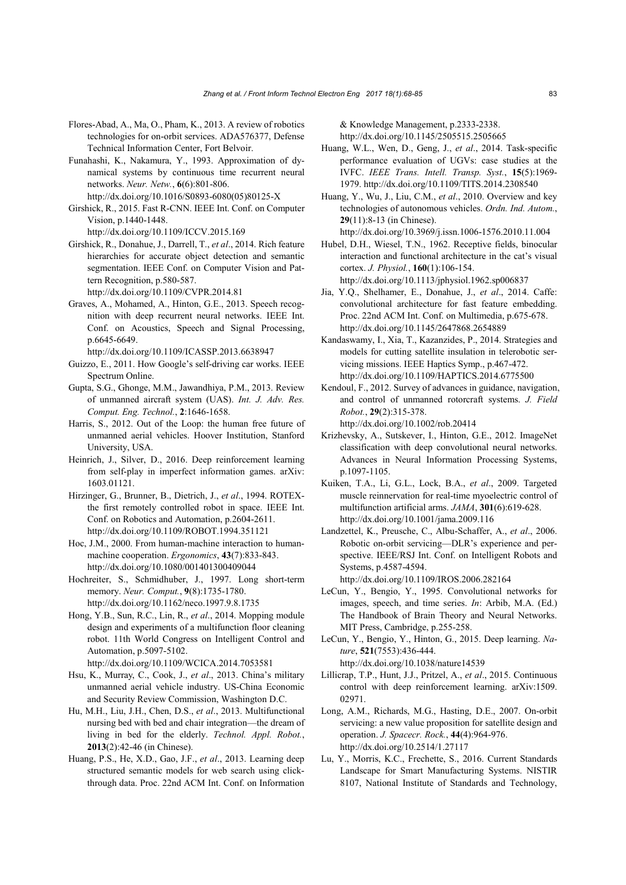Flores-Abad, A., Ma, O., Pham, K., 2013. A review of robotics technologies for on-orbit services. ADA576377, Defense Technical Information Center, Fort Belvoir.

Funahashi, K., Nakamura, Y., 1993. Approximation of dynamical systems by continuous time recurrent neural networks. *Neur. Netw.*, **6**(6):801-806. http://dx.doi.org/10.1016/S0893-6080(05)80125-X

Girshick, R., 2015. Fast R-CNN. IEEE Int. Conf. on Computer Vision, p.1440-1448. http://dx.doi.org/10.1109/ICCV.2015.169

Girshick, R., Donahue, J., Darrell, T., *et al*., 2014. Rich feature hierarchies for accurate object detection and semantic segmentation. IEEE Conf. on Computer Vision and Pattern Recognition, p.580-587. http://dx.doi.org/10.1109/CVPR.2014.81

Graves, A., Mohamed, A., Hinton, G.E., 2013. Speech recognition with deep recurrent neural networks. IEEE Int. Conf. on Acoustics, Speech and Signal Processing, p.6645-6649. http://dx.doi.org/10.1109/ICASSP.2013.6638947

Guizzo, E., 2011. How Google's self-driving car works. IEEE Spectrum Online.

Gupta, S.G., Ghonge, M.M., Jawandhiya, P.M., 2013. Review of unmanned aircraft system (UAS). *Int. J. Adv. Res. Comput. Eng. Technol.*, **2**:1646-1658.

Harris, S., 2012. Out of the Loop: the human free future of unmanned aerial vehicles. Hoover Institution, Stanford University, USA.

Heinrich, J., Silver, D., 2016. Deep reinforcement learning from self-play in imperfect information games. arXiv: 1603.01121.

Hirzinger, G., Brunner, B., Dietrich, J., *et al*., 1994. ROTEX-the first remotely controlled robot in space. IEEE Int. Conf. on Robotics and Automation, p.2604-2611. http://dx.doi.org/10.1109/ROBOT.1994.351121

Hoc, J.M., 2000. From human-machine interaction to human-machine cooperation. *Ergonomics*, **43**(7):833-843. http://dx.doi.org/10.1080/001401300409044

Hochreiter, S., Schmidhuber, J., 1997. Long short-term memory. *Neur. Comput.*, **9**(8):1735-1780. http://dx.doi.org/10.1162/neco.1997.9.8.1735

Hong, Y.B., Sun, R.C., Lin, R., *et al*., 2014. Mopping module design and experiments of a multifunction floor cleaning robot. 11th World Congress on Intelligent Control and Automation, p.5097-5102. http://dx.doi.org/10.1109/WCICA.2014.7053581

Hsu, K., Murray, C., Cook, J., *et al*., 2013. China's military unmanned aerial vehicle industry. US-China Economic and Security Review Commission, Washington D.C.

Hu, M.H., Liu, J.H., Chen, D.S., *et al*., 2013. Multifunctional nursing bed with bed and chair integration—the dream of living in bed for the elderly. *Technol. Appl. Robot.*, **2013**(2):42-46 (in Chinese).

Huang, P.S., He, X.D., Gao, J.F., *et al*., 2013. Learning deep structured semantic models for web search using clickthrough data. Proc. 22nd ACM Int. Conf. on Information & Knowledge Management, p.2333-2338. http://dx.doi.org/10.1145/2505515.2505665

Huang, W.L., Wen, D., Geng, J., *et al*., 2014. Task-specific performance evaluation of UGVs: case studies at the IVFC. *IEEE Trans. Intell. Transp. Syst.*, **15**(5):1969-1979. http://dx.doi.org/10.1109/TITS.2014.2308540

Huang, Y., Wu, J., Liu, C.M., *et al*., 2010. Overview and key technologies of autonomous vehicles. *Ordn. Ind. Autom.*, **29**(11):8-13 (in Chinese). http://dx.doi.org/10.3969/j.issn.1006-1576.2010.11.004

Hubel, D.H., Wiesel, T.N., 1962. Receptive fields, binocular interaction and functional architecture in the cat's visual cortex. *J. Physiol.*, **160**(1):106-154. http://dx.doi.org/10.1113/jphysiol.1962.sp006837

Jia, Y.Q., Shelhamer, E., Donahue, J., *et al*., 2014. Caffe: convolutional architecture for fast feature embedding. Proc. 22nd ACM Int. Conf. on Multimedia, p.675-678. http://dx.doi.org/10.1145/2647868.2654889

Kandaswamy, I., Xia, T., Kazanzides, P., 2014. Strategies and models for cutting satellite insulation in telerobotic servicing missions. IEEE Haptics Symp., p.467-472. http://dx.doi.org/10.1109/HAPTICS.2014.6775500

Kendoul, F., 2012. Survey of advances in guidance, navigation, and control of unmanned rotorcraft systems. *J. Field Robot.*, **29**(2):315-378. http://dx.doi.org/10.1002/rob.20414

Krizhevsky, A., Sutskever, I., Hinton, G.E., 2012. ImageNet classification with deep convolutional neural networks. Advances in Neural Information Processing Systems, p.1097-1105.

Kuiken, T.A., Li, G.L., Lock, B.A., *et al*., 2009. Targeted muscle reinnervation for real-time myoelectric control of multifunction artificial arms. *JAMA*, **301**(6):619-628. http://dx.doi.org/10.1001/jama.2009.116

Landzettel, K., Preusche, C., Albu-Schaffer, A., *et al*., 2006. Robotic on-orbit servicing—DLR's experience and perspective. IEEE/RSJ Int. Conf. on Intelligent Robots and Systems, p.4587-4594. http://dx.doi.org/10.1109/IROS.2006.282164

LeCun, Y., Bengio, Y., 1995. Convolutional networks for images, speech, and time series. *In*: Arbib, M.A. (Ed.) The Handbook of Brain Theory and Neural Networks. MIT Press, Cambridge, p.255-258.

LeCun, Y., Bengio, Y., Hinton, G., 2015. Deep learning. *Nature*, **521**(7553):436-444. http://dx.doi.org/10.1038/nature14539

Lillicrap, T.P., Hunt, J.J., Pritzel, A., *et al*., 2015. Continuous control with deep reinforcement learning. arXiv:1509. 02971.

Long, A.M., Richards, M.G., Hasting, D.E., 2007. On-orbit servicing: a new value proposition for satellite design and operation. *J. Spacecr. Rock.*, **44**(4):964-976. http://dx.doi.org/10.2514/1.27117

Lu, Y., Morris, K.C., Frechette, S., 2016. Current Standards Landscape for Smart Manufacturing Systems. NISTIR 8107, National Institute of Standards and Technology,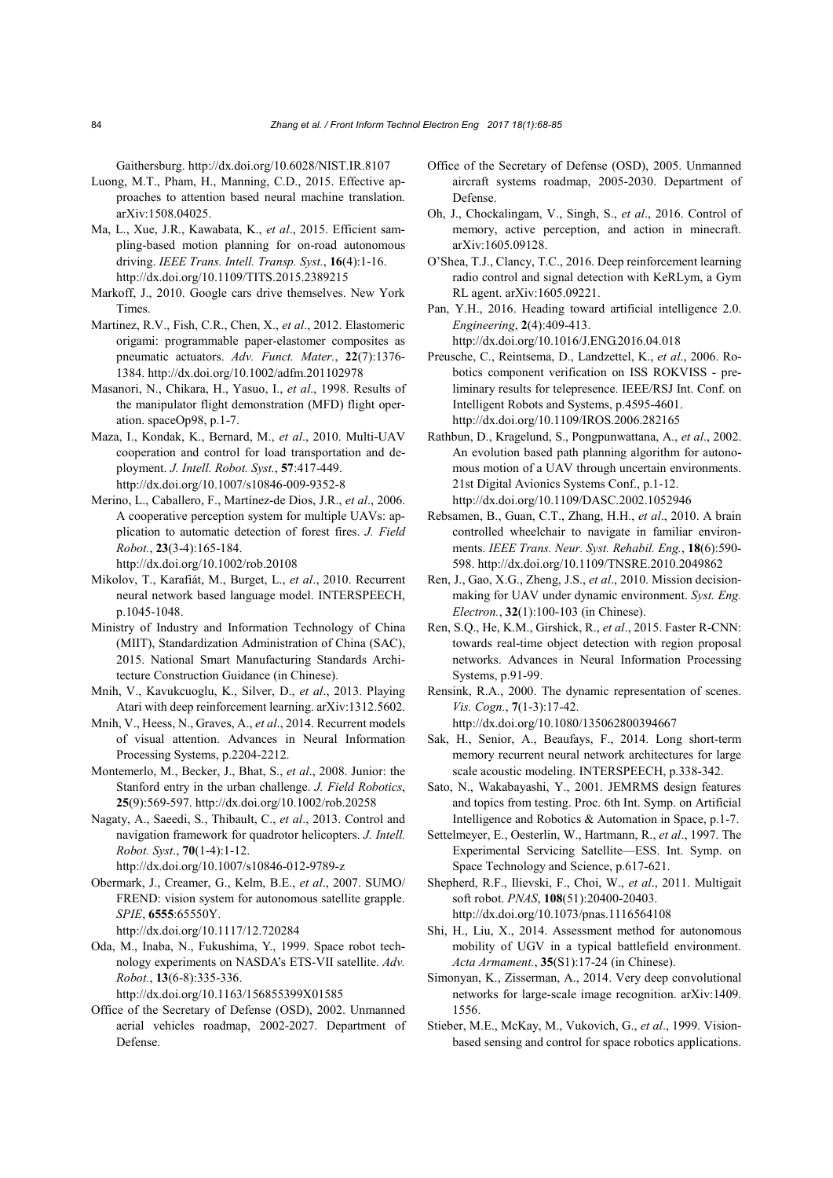Gaithersburg. http://dx.doi.org/10.6028/NIST.IR.8107

Luong, M.T., Pham, H., Manning, C.D., 2015. Effective approaches to attention based neural machine translation. arXiv:1508.04025.

Ma, L., Xue, J.R., Kawabata, K., *et al*., 2015. Efficient sampling-based motion planning for on-road autonomous driving. *IEEE Trans. Intell. Transp. Syst.*, **16**(4):1-16. http://dx.doi.org/10.1109/TITS.2015.2389215

Markoff, J., 2010. Google cars drive themselves. New York Times.

Martinez, R.V., Fish, C.R., Chen, X., *et al*., 2012. Elastomeric origami: programmable paper-elastomer composites as pneumatic actuators. *Adv. Funct. Mater.*, **22**(7):1376-1384. http://dx.doi.org/10.1002/adfm.201102978

Masanori, N., Chikara, H., Yasuo, I., *et al*., 1998. Results of the manipulator flight demonstration (MFD) flight operation. spaceOp98, p.1-7.

Maza, I., Kondak, K., Bernard, M., *et al*., 2010. Multi-UAV cooperation and control for load transportation and deployment. *J. Intell. Robot. Syst.*, **57**:417-449. http://dx.doi.org/10.1007/s10846-009-9352-8

Merino, L., Caballero, F., Martínez-de Dios, J.R., *et al*., 2006. A cooperative perception system for multiple UAVs: application to automatic detection of forest fires. *J. Field Robot.*, **23**(3-4):165-184. http://dx.doi.org/10.1002/rob.20108

Mikolov, T., Karafiát, M., Burget, L., *et al*., 2010. Recurrent neural network based language model. INTERSPEECH, p.1045-1048.

Ministry of Industry and Information Technology of China (MIIT), Standardization Administration of China (SAC), 2015. National Smart Manufacturing Standards Architecture Construction Guidance (in Chinese).

Mnih, V., Kavukcuoglu, K., Silver, D., *et al*., 2013. Playing Atari with deep reinforcement learning. arXiv:1312.5602.

Mnih, V., Heess, N., Graves, A., *et al*., 2014. Recurrent models of visual attention. Advances in Neural Information Processing Systems, p.2204-2212.

Montemerlo, M., Becker, J., Bhat, S., *et al*., 2008. Junior: the Stanford entry in the urban challenge. *J. Field Robotics*, **25**(9):569-597. http://dx.doi.org/10.1002/rob.20258

Nagaty, A., Saeedi, S., Thibault, C., *et al*., 2013. Control and navigation framework for quadrotor helicopters. *J. Intell. Robot. Syst*., **70**(1-4):1-12. http://dx.doi.org/10.1007/s10846-012-9789-z

Obermark, J., Creamer, G., Kelm, B.E., *et al*., 2007. SUMO/FREND: vision system for autonomous satellite grapple. *SPIE*, **6555**:65550Y. http://dx.doi.org/10.1117/12.720284

Oda, M., Inaba, N., Fukushima, Y., 1999. Space robot technology experiments on NASDA's ETS-VII satellite. *Adv. Robot.*, **13**(6-8):335-336. http://dx.doi.org/10.1163/156855399X01585

Office of the Secretary of Defense (OSD), 2002. Unmanned aerial vehicles roadmap, 2002-2027. Department of Defense.

Office of the Secretary of Defense (OSD), 2005. Unmanned aircraft systems roadmap, 2005-2030. Department of Defense.

Oh, J., Chockalingam, V., Singh, S., *et al*., 2016. Control of memory, active perception, and action in minecraft. arXiv:1605.09128.

O'Shea, T.J., Clancy, T.C., 2016. Deep reinforcement learning radio control and signal detection with KeRLym, a Gym RL agent. arXiv:1605.09221.

Pan, Y.H., 2016. Heading toward artificial intelligence 2.0. *Engineering*, **2**(4):409-413. http://dx.doi.org/10.1016/J.ENG.2016.04.018

Preusche, C., Reintsema, D., Landzettel, K., *et al*., 2006. Robotics component verification on ISS ROKVISS - preliminary results for telepresence. IEEE/RSJ Int. Conf. on Intelligent Robots and Systems, p.4595-4601. http://dx.doi.org/10.1109/IROS.2006.282165

Rathbun, D., Kragelund, S., Pongpunwattana, A., *et al*., 2002. An evolution based path planning algorithm for autonomous motion of a UAV through uncertain environments. 21st Digital Avionics Systems Conf., p.1-12. http://dx.doi.org/10.1109/DASC.2002.1052946

Rebsamen, B., Guan, C.T., Zhang, H.H., *et al*., 2010. A brain controlled wheelchair to navigate in familiar environments. *IEEE Trans. Neur. Syst. Rehabil. Eng.*, **18**(6):590-598. http://dx.doi.org/10.1109/TNSRE.2010.2049862

Ren, J., Gao, X.G., Zheng, J.S., *et al*., 2010. Mission decision-making for UAV under dynamic environment. *Syst. Eng. Electron.*, **32**(1):100-103 (in Chinese).

Ren, S.Q., He, K.M., Girshick, R., *et al*., 2015. Faster R-CNN: towards real-time object detection with region proposal networks. Advances in Neural Information Processing Systems, p.91-99.

Rensink, R.A., 2000. The dynamic representation of scenes. *Vis. Cogn.*, **7**(1-3):17-42. http://dx.doi.org/10.1080/135062800394667

Sak, H., Senior, A., Beaufays, F., 2014. Long short-term memory recurrent neural network architectures for large scale acoustic modeling. INTERSPEECH, p.338-342.

Sato, N., Wakabayashi, Y., 2001. JEMRMS design features and topics from testing. Proc. 6th Int. Symp. on Artificial Intelligence and Robotics & Automation in Space, p.1-7.

Settelmeyer, E., Oesterlin, W., Hartmann, R., *et al*., 1997. The Experimental Servicing Satellite—ESS. Int. Symp. on Space Technology and Science, p.617-621.

Shepherd, R.F., Ilievski, F., Choi, W., *et al*., 2011. Multigait soft robot. *PNAS*, **108**(51):20400-20403. http://dx.doi.org/10.1073/pnas.1116564108

Shi, H., Liu, X., 2014. Assessment method for autonomous mobility of UGV in a typical battlefield environment. *Acta Armament.*, **35**(S1):17-24 (in Chinese).

Simonyan, K., Zisserman, A., 2014. Very deep convolutional networks for large-scale image recognition. arXiv:1409.1556.

Stieber, M.E., McKay, M., Vukovich, G., *et al*., 1999. Vision-based sensing and control for space robotics applications.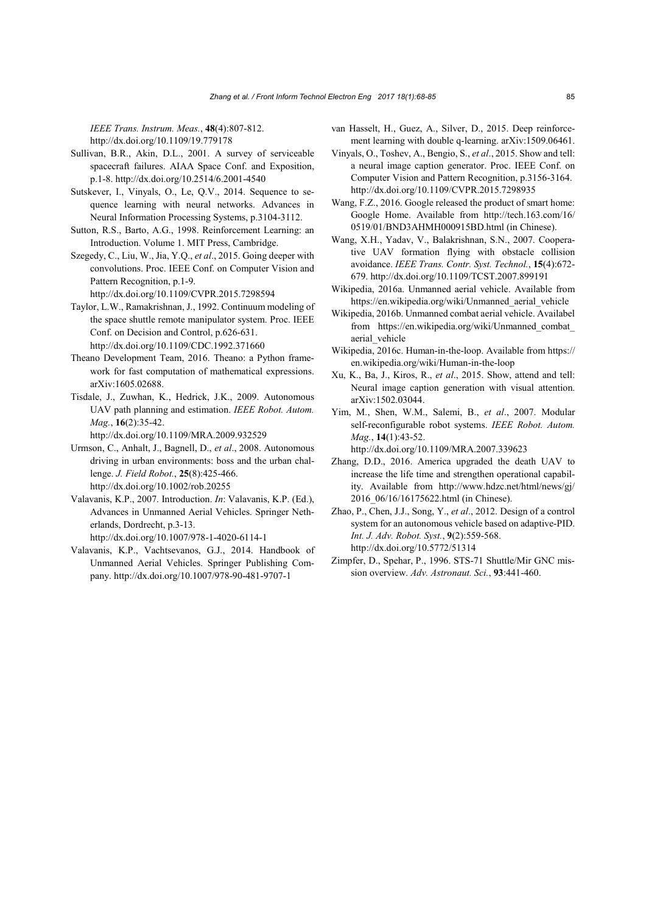*IEEE Trans. Instrum. Meas.*, **48**(4):807-812. http://dx.doi.org/10.1109/19.779178

Sullivan, B.R., Akin, D.L., 2001. A survey of serviceable spacecraft failures. AIAA Space Conf. and Exposition, p.1-8. http://dx.doi.org/10.2514/6.2001-4540

Sutskever, I., Vinyals, O., Le, Q.V., 2014. Sequence to sequence learning with neural networks. Advances in Neural Information Processing Systems, p.3104-3112.

Sutton, R.S., Barto, A.G., 1998. Reinforcement Learning: an Introduction. Volume 1. MIT Press, Cambridge.

Szegedy, C., Liu, W., Jia, Y.Q., *et al*., 2015. Going deeper with convolutions. Proc. IEEE Conf. on Computer Vision and Pattern Recognition, p.1-9. http://dx.doi.org/10.1109/CVPR.2015.7298594

Taylor, L.W., Ramakrishnan, J., 1992. Continuum modeling of the space shuttle remote manipulator system. Proc. IEEE Conf. on Decision and Control, p.626-631. http://dx.doi.org/10.1109/CDC.1992.371660

Theano Development Team, 2016. Theano: a Python framework for fast computation of mathematical expressions. arXiv:1605.02688.

Tisdale, J., Zuwhan, K., Hedrick, J.K., 2009. Autonomous UAV path planning and estimation. *IEEE Robot. Autom. Mag.*, **16**(2):35-42. http://dx.doi.org/10.1109/MRA.2009.932529

Urmson, C., Anhalt, J., Bagnell, D., *et al*., 2008. Autonomous driving in urban environments: boss and the urban challenge. *J. Field Robot.*, **25**(8):425-466. http://dx.doi.org/10.1002/rob.20255

Valavanis, K.P., 2007. Introduction. *In*: Valavanis, K.P. (Ed.), Advances in Unmanned Aerial Vehicles. Springer Netherlands, Dordrecht, p.3-13. http://dx.doi.org/10.1007/978-1-4020-6114-1

Valavanis, K.P., Vachtsevanos, G.J., 2014. Handbook of Unmanned Aerial Vehicles. Springer Publishing Company. http://dx.doi.org/10.1007/978-90-481-9707-1

van Hasselt, H., Guez, A., Silver, D., 2015. Deep reinforcement learning with double q-learning. arXiv:1509.06461.

Vinyals, O., Toshev, A., Bengio, S., *et al*., 2015. Show and tell: a neural image caption generator. Proc. IEEE Conf. on Computer Vision and Pattern Recognition, p.3156-3164. http://dx.doi.org/10.1109/CVPR.2015.7298935

Wang, F.Z., 2016. Google released the product of smart home: Google Home. Available from http://tech.163.com/16/0519/01/BND3AHMH000915BD.html (in Chinese).

Wang, X.H., Yadav, V., Balakrishnan, S.N., 2007. Cooperative UAV formation flying with obstacle collision avoidance. *IEEE Trans. Contr. Syst. Technol.*, **15**(4):672-679. http://dx.doi.org/10.1109/TCST.2007.899191

Wikipedia, 2016a. Unmanned aerial vehicle. Available from https://en.wikipedia.org/wiki/Unmanned_aerial_vehicle

Wikipedia, 2016b. Unmanned combat aerial vehicle. Availabel from https://en.wikipedia.org/wiki/Unmanned_combat_aerial_vehicle

Wikipedia, 2016c. Human-in-the-loop. Available from https://en.wikipedia.org/wiki/Human-in-the-loop

Xu, K., Ba, J., Kiros, R., *et al*., 2015. Show, attend and tell: Neural image caption generation with visual attention. arXiv:1502.03044.

Yim, M., Shen, W.M., Salemi, B., *et al*., 2007. Modular self-reconfigurable robot systems. *IEEE Robot. Autom. Mag.*, **14**(1):43-52. http://dx.doi.org/10.1109/MRA.2007.339623

Zhang, D.D., 2016. America upgraded the death UAV to increase the life time and strengthen operational capability. Available from http://www.hdzc.net/html/news/gj/2016_06/16/16175622.html (in Chinese).

Zhao, P., Chen, J.J., Song, Y., *et al*., 2012. Design of a control system for an autonomous vehicle based on adaptive-PID. *Int. J. Adv. Robot. Syst.*, **9**(2):559-568. http://dx.doi.org/10.5772/51314

Zimpfer, D., Spehar, P., 1996. STS-71 Shuttle/Mir GNC mission overview. *Adv. Astronaut. Sci.*, **93**:441-460.